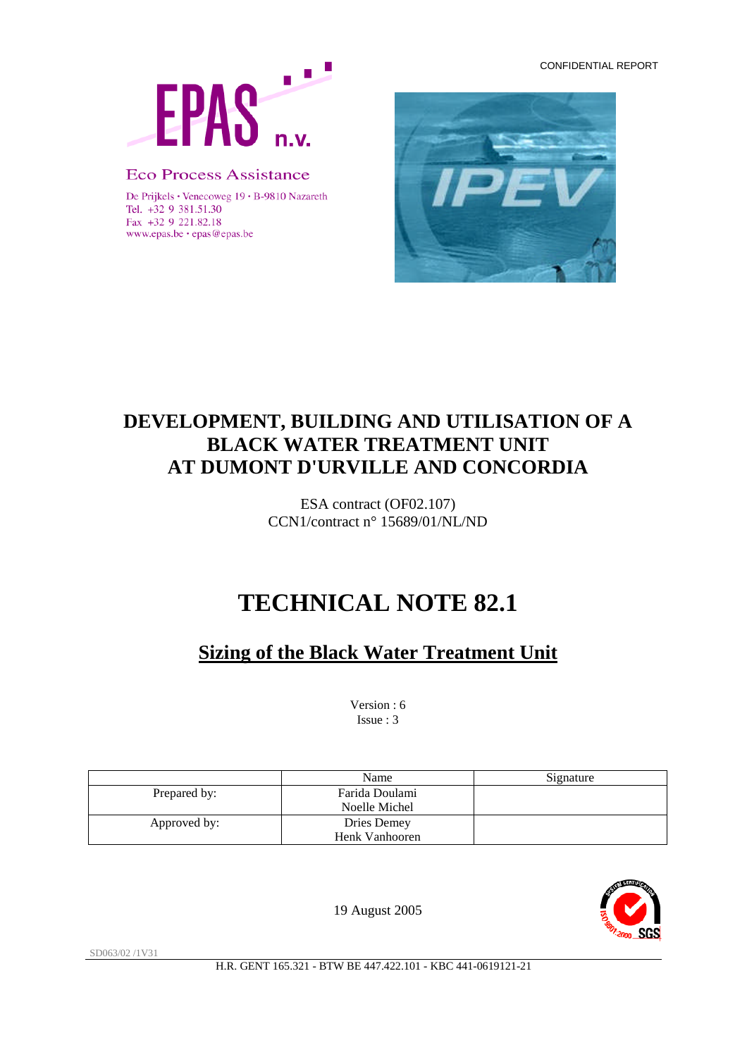CONFIDENTIAL REPORT

EPAS n.v.

Eco Process Assistance

De Prijkels • Venecoweg 19 • B-9810 Nazareth
Tel. +32 9 381.51.30
Fax +32 9 221.82.18
www.epas.be • epas@epas.be

# DEVELOPMENT, BUILDING AND UTILISATION OF A BLACK WATER TREATMENT UNIT AT DUMONT D'URVILLE AND CONCORDIA

ESA contract (OF02.107)
CCN1/contract n° 15689/01/NL/ND

# TECHNICAL NOTE 82.1

## Sizing of the Black Water Treatment Unit

Version : 6
Issue : 3

| | Name | Signature |
|---|---|---|
| Prepared by: | Farida Doulami<br>Noelle Michel | |
| Approved by: | Dries Demey<br>Henk Vanhooren | |

19 August 2005

SD063/02 /1V31

H.R. GENT 165.321 - BTW BE 447.422.101 - KBC 441-0619121-21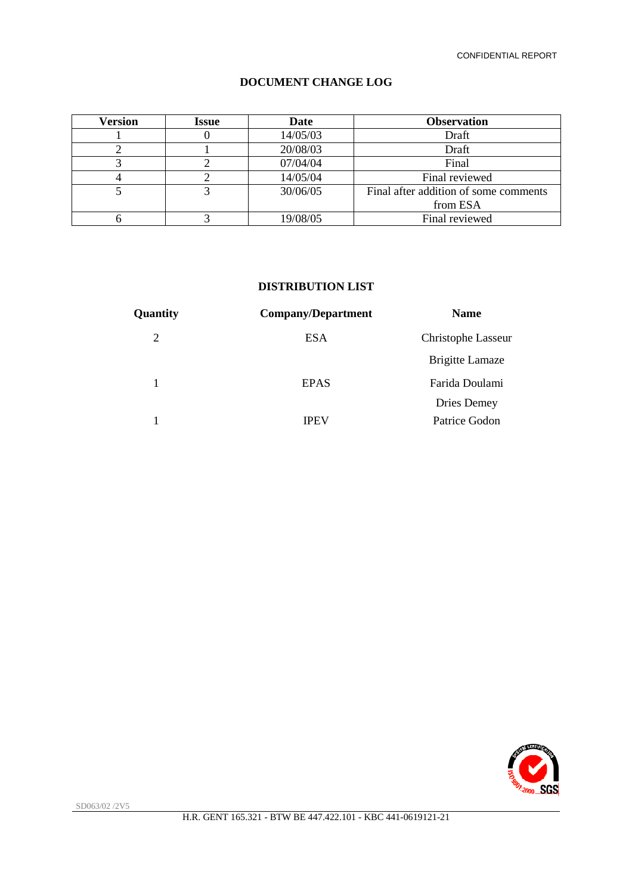## DOCUMENT CHANGE LOG

| Version | Issue | Date | Observation |
|---|---|---|---|
| 1 | 0 | 14/05/03 | Draft |
| 2 | 1 | 20/08/03 | Draft |
| 3 | 2 | 07/04/04 | Final |
| 4 | 2 | 14/05/04 | Final reviewed |
| 5 | 3 | 30/06/05 | Final after addition of some comments from ESA |
| 6 | 3 | 19/08/05 | Final reviewed |

## DISTRIBUTION LIST

| Quantity | Company/Department | Name |
|---|---|---|
| 2 | ESA | Christophe Lasseur |
| | | Brigitte Lamaze |
| 1 | EPAS | Farida Doulami |
| | | Dries Demey |
| 1 | IPEV | Patrice Godon |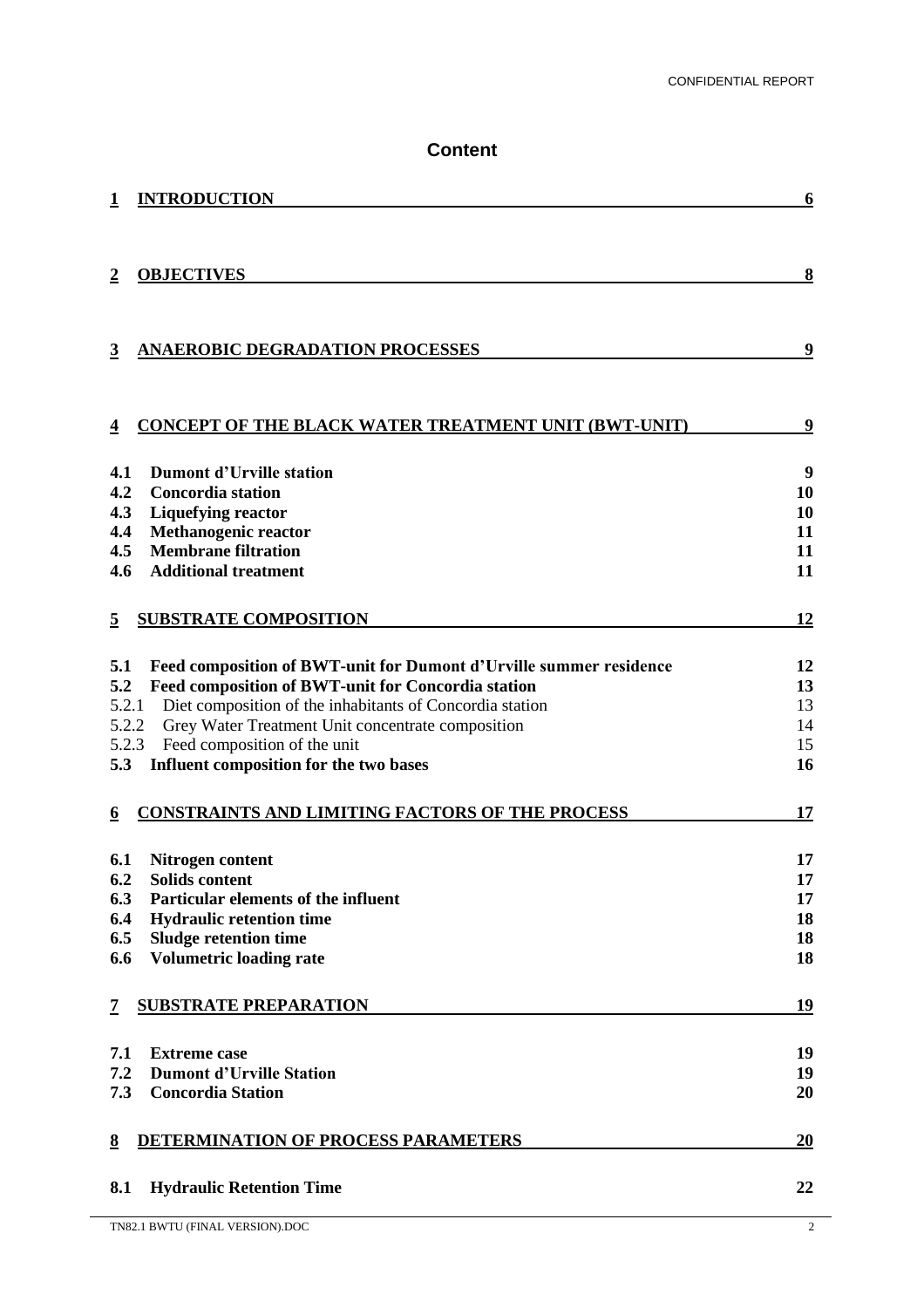**CONFIDENTIAL REPORT**

# Content

| | | |
|---|---|---|
| **1** | **INTRODUCTION** | **6** |
| **2** | **OBJECTIVES** | **8** |
| **3** | **ANAEROBIC DEGRADATION PROCESSES** | **9** |
| **4** | **CONCEPT OF THE BLACK WATER TREATMENT UNIT (BWT-UNIT)** | **9** |
| **4.1** | **Dumont d'Urville station** | **9** |
| **4.2** | **Concordia station** | **10** |
| **4.3** | **Liquefying reactor** | **10** |
| **4.4** | **Methanogenic reactor** | **11** |
| **4.5** | **Membrane filtration** | **11** |
| **4.6** | **Additional treatment** | **11** |
| **5** | **SUBSTRATE COMPOSITION** | **12** |
| **5.1** | **Feed composition of BWT-unit for Dumont d'Urville summer residence** | **12** |
| **5.2** | **Feed composition of BWT-unit for Concordia station** | **13** |
| 5.2.1 | Diet composition of the inhabitants of Concordia station | 13 |
| 5.2.2 | Grey Water Treatment Unit concentrate composition | 14 |
| 5.2.3 | Feed composition of the unit | 15 |
| **5.3** | **Influent composition for the two bases** | **16** |
| **6** | **CONSTRAINTS AND LIMITING FACTORS OF THE PROCESS** | **17** |
| **6.1** | **Nitrogen content** | **17** |
| **6.2** | **Solids content** | **17** |
| **6.3** | **Particular elements of the influent** | **17** |
| **6.4** | **Hydraulic retention time** | **18** |
| **6.5** | **Sludge retention time** | **18** |
| **6.6** | **Volumetric loading rate** | **18** |
| **7** | **SUBSTRATE PREPARATION** | **19** |
| **7.1** | **Extreme case** | **19** |
| **7.2** | **Dumont d'Urville Station** | **19** |
| **7.3** | **Concordia Station** | **20** |
| **8** | **DETERMINATION OF PROCESS PARAMETERS** | **20** |
| **8.1** | **Hydraulic Retention Time** | **22** |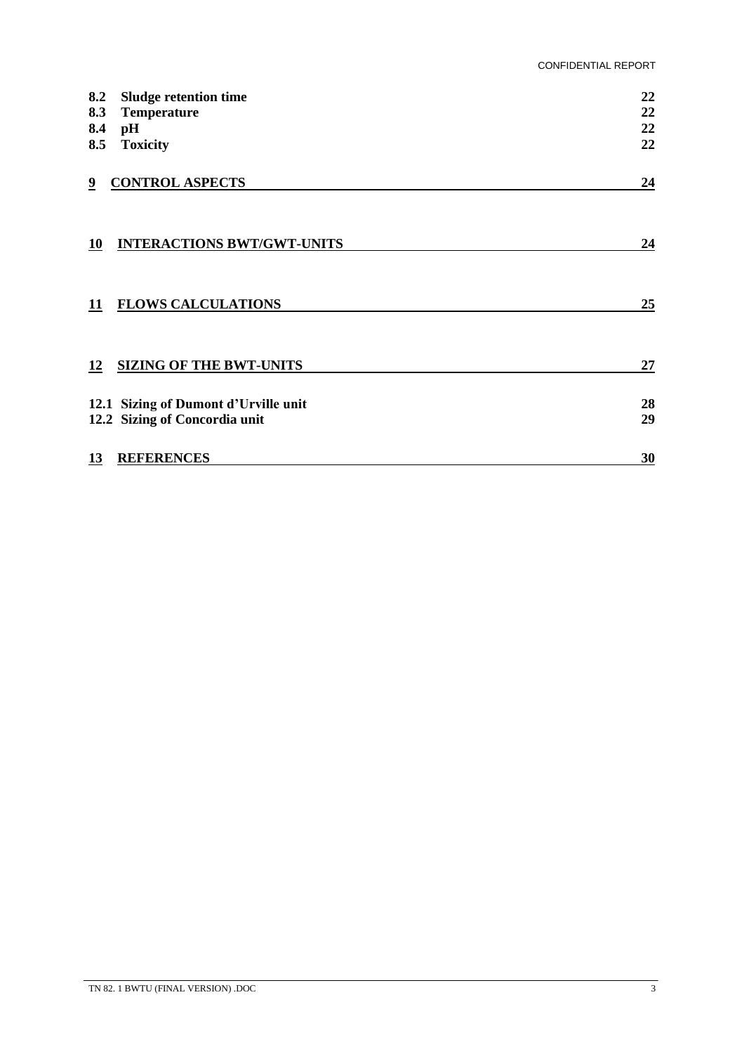**8.2 Sludge retention time** 22
**8.3 Temperature** 22
**8.4 pH** 22
**8.5 Toxicity** 22

**9 CONTROL ASPECTS** 24

**10 INTERACTIONS BWT/GWT-UNITS** 24

**11 FLOWS CALCULATIONS** 25

**12 SIZING OF THE BWT-UNITS** 27

**12.1 Sizing of Dumont d'Urville unit** 28
**12.2 Sizing of Concordia unit** 29

**13 REFERENCES** 30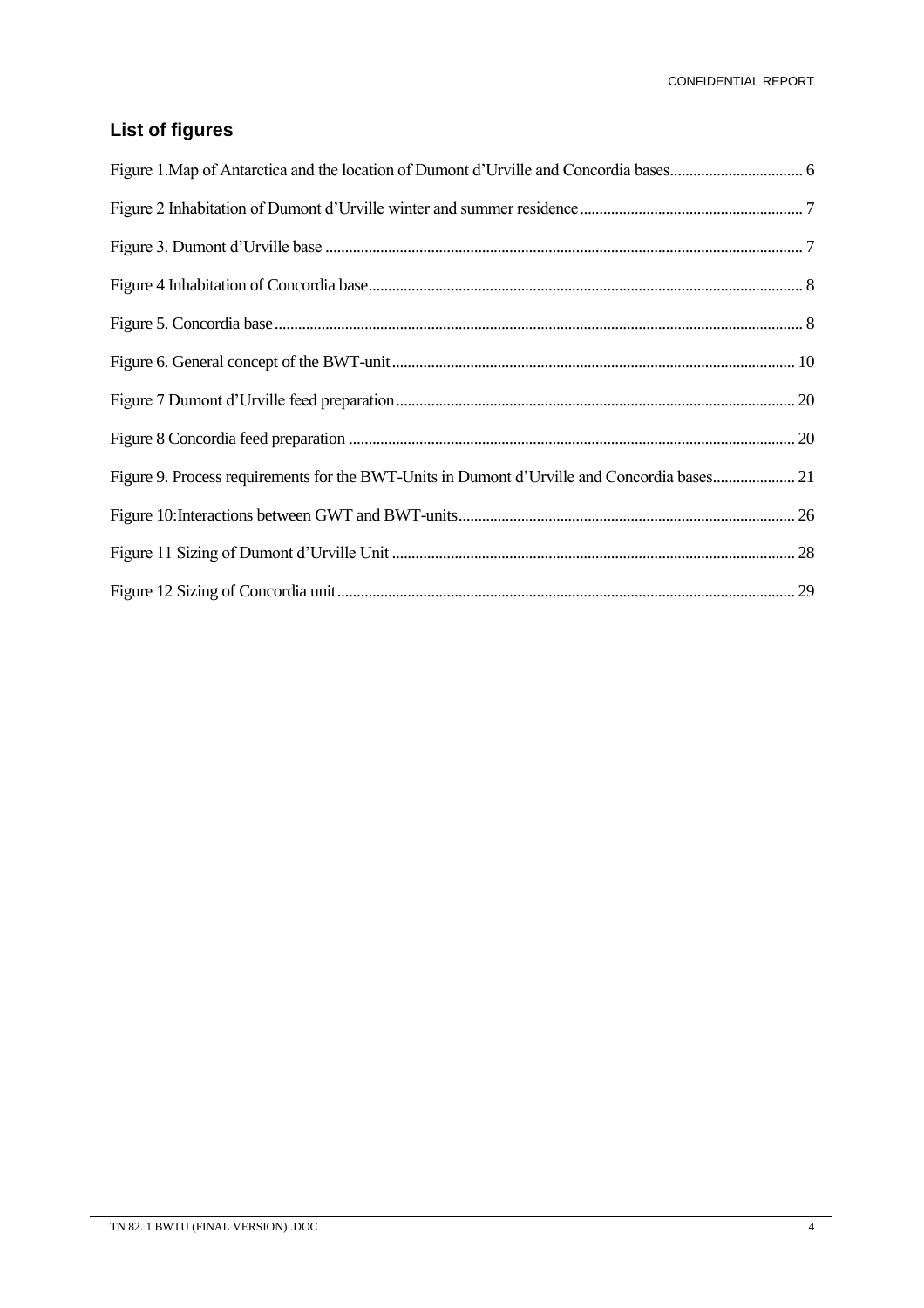## List of figures

Figure 1.Map of Antarctica and the location of Dumont d'Urville and Concordia bases ........ 6

Figure 2 Inhabitation of Dumont d'Urville winter and summer residence ........ 7

Figure 3. Dumont d'Urville base ........ 7

Figure 4 Inhabitation of Concordia base ........ 8

Figure 5. Concordia base ........ 8

Figure 6. General concept of the BWT-unit ........ 10

Figure 7 Dumont d'Urville feed preparation ........ 20

Figure 8 Concordia feed preparation ........ 20

Figure 9. Process requirements for the BWT-Units in Dumont d'Urville and Concordia bases ........ 21

Figure 10:Interactions between GWT and BWT-units ........ 26

Figure 11 Sizing of Dumont d'Urville Unit ........ 28

Figure 12 Sizing of Concordia unit ........ 29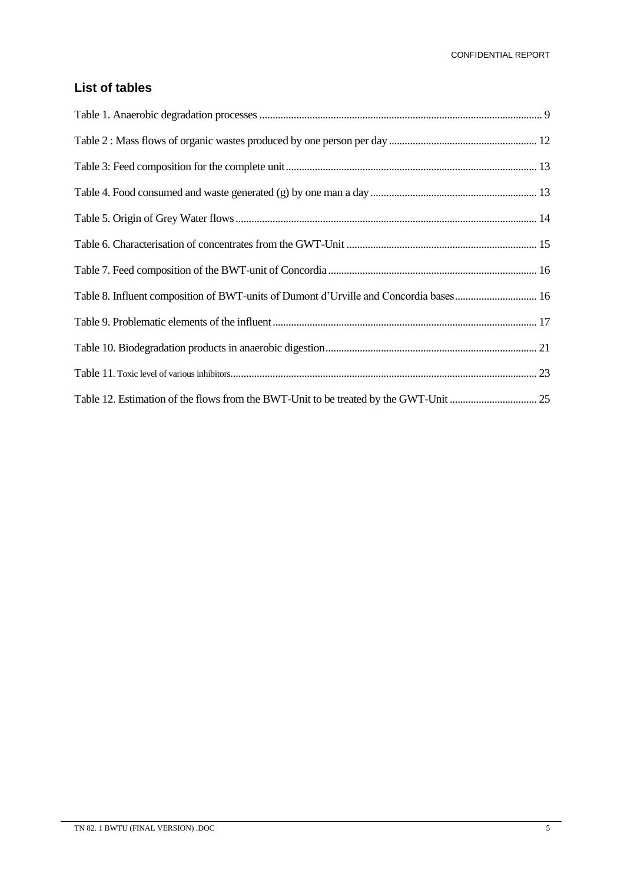## List of tables

Table 1. Anaerobic degradation processes ..... 9

Table 2 : Mass flows of organic wastes produced by one person per day ..... 12

Table 3: Feed composition for the complete unit ..... 13

Table 4. Food consumed and waste generated (g) by one man a day ..... 13

Table 5. Origin of Grey Water flows ..... 14

Table 6. Characterisation of concentrates from the GWT-Unit ..... 15

Table 7. Feed composition of the BWT-unit of Concordia ..... 16

Table 8. Influent composition of BWT-units of Dumont d'Urville and Concordia bases ..... 16

Table 9. Problematic elements of the influent ..... 17

Table 10. Biodegradation products in anaerobic digestion ..... 21

Table 11. Toxic level of various inhibitors ..... 23

Table 12. Estimation of the flows from the BWT-Unit to be treated by the GWT-Unit ..... 25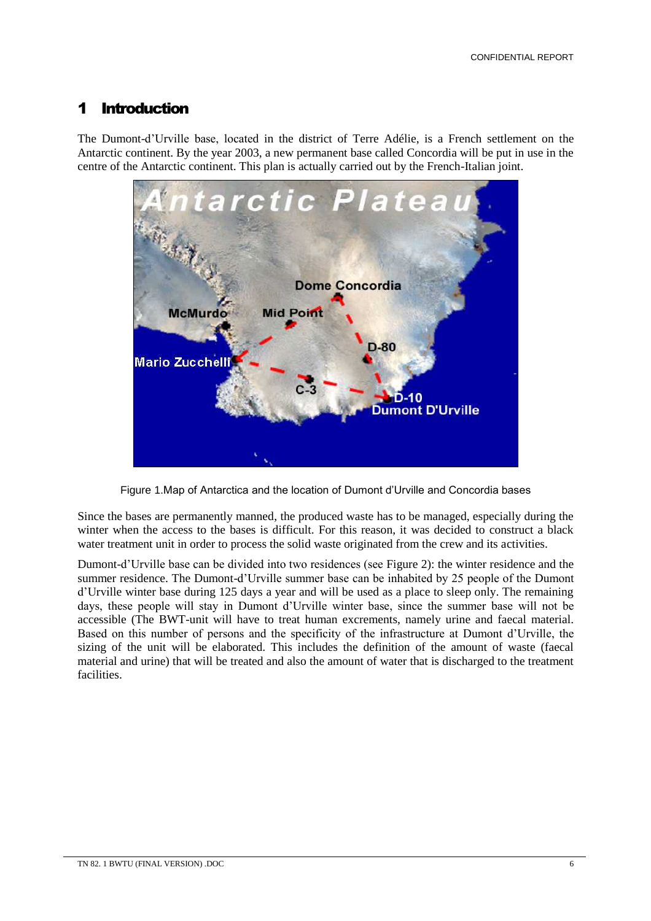# 1 Introduction

The Dumont-d'Urville base, located in the district of Terre Adélie, is a French settlement on the Antarctic continent. By the year 2003, a new permanent base called Concordia will be put in use in the centre of the Antarctic continent. This plan is actually carried out by the French-Italian joint.

Figure 1.Map of Antarctica and the location of Dumont d'Urville and Concordia bases

Since the bases are permanently manned, the produced waste has to be managed, especially during the winter when the access to the bases is difficult. For this reason, it was decided to construct a black water treatment unit in order to process the solid waste originated from the crew and its activities.

Dumont-d'Urville base can be divided into two residences (see Figure 2): the winter residence and the summer residence. The Dumont-d'Urville summer base can be inhabited by 25 people of the Dumont d'Urville winter base during 125 days a year and will be used as a place to sleep only. The remaining days, these people will stay in Dumont d'Urville winter base, since the summer base will not be accessible (The BWT-unit will have to treat human excrements, namely urine and faecal material. Based on this number of persons and the specificity of the infrastructure at Dumont d'Urville, the sizing of the unit will be elaborated. This includes the definition of the amount of waste (faecal material and urine) that will be treated and also the amount of water that is discharged to the treatment facilities.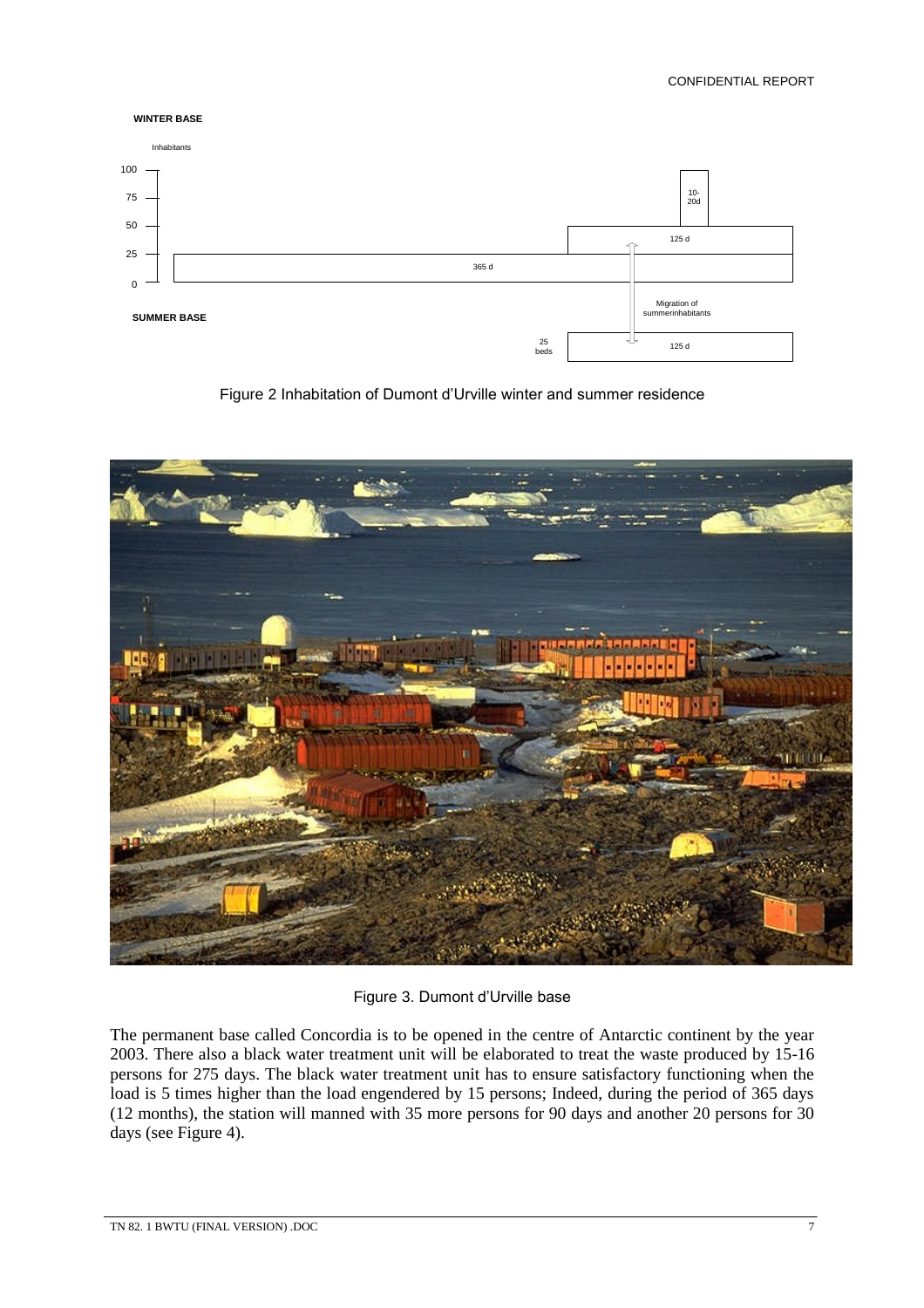Figure 2 Inhabitation of Dumont d'Urville winter and summer residence

Figure 3. Dumont d'Urville base

The permanent base called Concordia is to be opened in the centre of Antarctic continent by the year 2003. There also a black water treatment unit will be elaborated to treat the waste produced by 15-16 persons for 275 days. The black water treatment unit has to ensure satisfactory functioning when the load is 5 times higher than the load engendered by 15 persons; Indeed, during the period of 365 days (12 months), the station will manned with 35 more persons for 90 days and another 20 persons for 30 days (see Figure 4).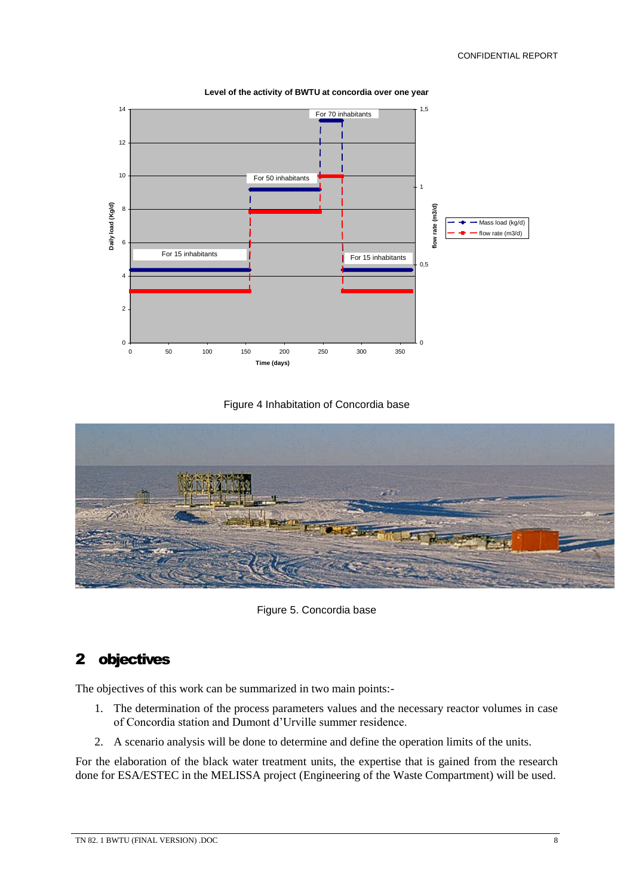Figure 4 Inhabitation of Concordia base

Figure 5. Concordia base

## 2 objectives

The objectives of this work can be summarized in two main points:-

1. The determination of the process parameters values and the necessary reactor volumes in case of Concordia station and Dumont d'Urville summer residence.
2. A scenario analysis will be done to determine and define the operation limits of the units.

For the elaboration of the black water treatment units, the expertise that is gained from the research done for ESA/ESTEC in the MELISSA project (Engineering of the Waste Compartment) will be used.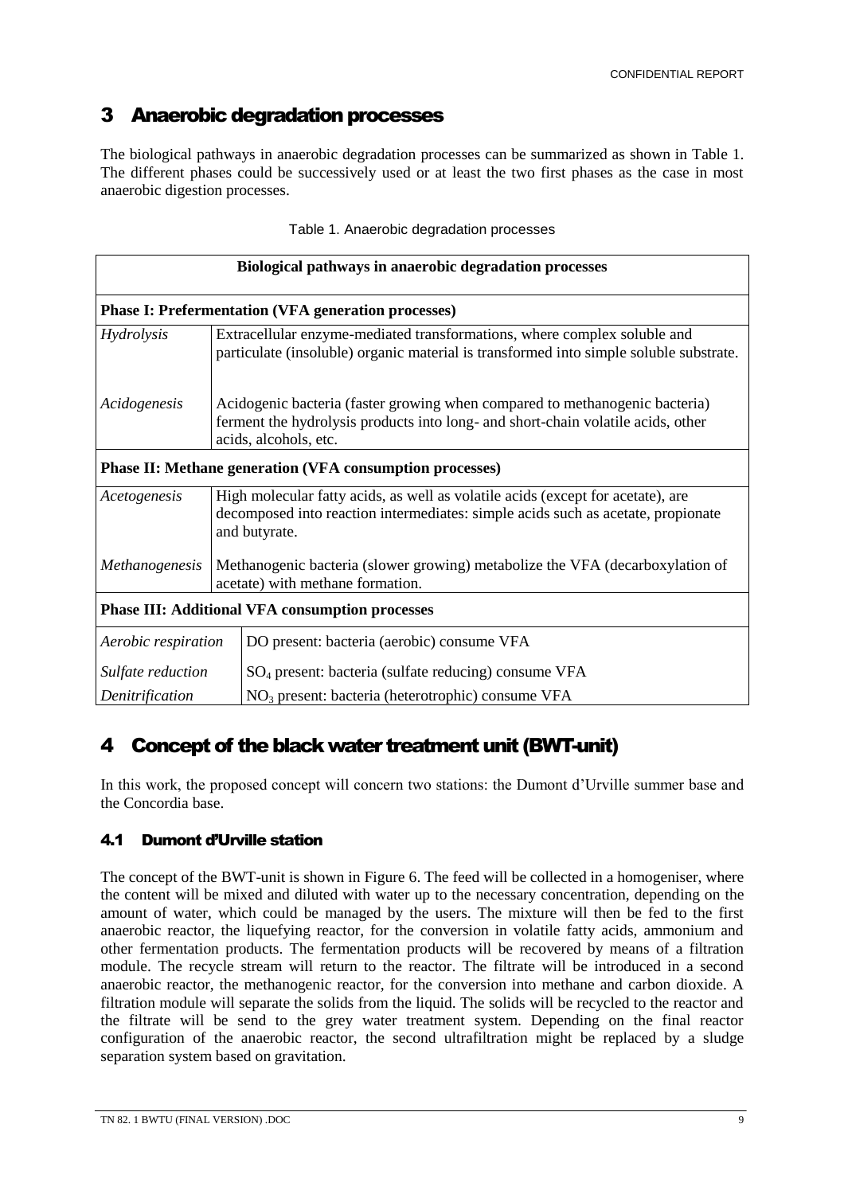# 3 Anaerobic degradation processes

The biological pathways in anaerobic degradation processes can be summarized as shown in Table 1. The different phases could be successively used or at least the two first phases as the case in most anaerobic digestion processes.

Table 1. Anaerobic degradation processes

| **Biological pathways in anaerobic degradation processes** | |
|---|---|
| **Phase I: Prefermentation (VFA generation processes)** | |
| *Hydrolysis* | Extracellular enzyme-mediated transformations, where complex soluble and particulate (insoluble) organic material is transformed into simple soluble substrate. |
| *Acidogenesis* | Acidogenic bacteria (faster growing when compared to methanogenic bacteria) ferment the hydrolysis products into long- and short-chain volatile acids, other acids, alcohols, etc. |
| **Phase II: Methane generation (VFA consumption processes)** | |
| *Acetogenesis* | High molecular fatty acids, as well as volatile acids (except for acetate), are decomposed into reaction intermediates: simple acids such as acetate, propionate and butyrate. |
| *Methanogenesis* | Methanogenic bacteria (slower growing) metabolize the VFA (decarboxylation of acetate) with methane formation. |
| **Phase III: Additional VFA consumption processes** | |
| *Aerobic respiration* | DO present: bacteria (aerobic) consume VFA |
| *Sulfate reduction* | $SO_4$ present: bacteria (sulfate reducing) consume VFA |
| *Denitrification* | $NO_3$ present: bacteria (heterotrophic) consume VFA |

# 4 Concept of the black water treatment unit (BWT-unit)

In this work, the proposed concept will concern two stations: the Dumont d'Urville summer base and the Concordia base.

## 4.1 Dumont d'Urville station

The concept of the BWT-unit is shown in Figure 6. The feed will be collected in a homogeniser, where the content will be mixed and diluted with water up to the necessary concentration, depending on the amount of water, which could be managed by the users. The mixture will then be fed to the first anaerobic reactor, the liquefying reactor, for the conversion in volatile fatty acids, ammonium and other fermentation products. The fermentation products will be recovered by means of a filtration module. The recycle stream will return to the reactor. The filtrate will be introduced in a second anaerobic reactor, the methanogenic reactor, for the conversion into methane and carbon dioxide. A filtration module will separate the solids from the liquid. The solids will be recycled to the reactor and the filtrate will be send to the grey water treatment system. Depending on the final reactor configuration of the anaerobic reactor, the second ultrafiltration might be replaced by a sludge separation system based on gravitation.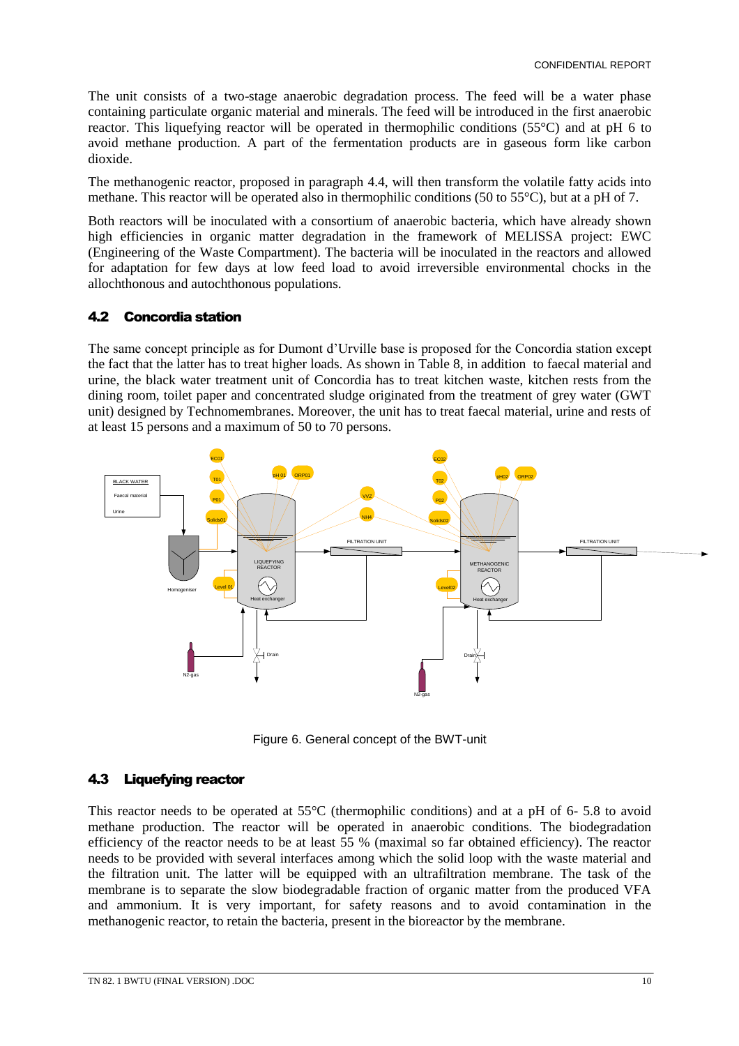The unit consists of a two-stage anaerobic degradation process. The feed will be a water phase containing particulate organic material and minerals. The feed will be introduced in the first anaerobic reactor. This liquefying reactor will be operated in thermophilic conditions (55°C) and at pH 6 to avoid methane production. A part of the fermentation products are in gaseous form like carbon dioxide.

The methanogenic reactor, proposed in paragraph 4.4, will then transform the volatile fatty acids into methane. This reactor will be operated also in thermophilic conditions (50 to 55°C), but at a pH of 7.

Both reactors will be inoculated with a consortium of anaerobic bacteria, which have already shown high efficiencies in organic matter degradation in the framework of MELISSA project: EWC (Engineering of the Waste Compartment). The bacteria will be inoculated in the reactors and allowed for adaptation for few days at low feed load to avoid irreversible environmental chocks in the allochthonous and autochthonous populations.

## 4.2 Concordia station

The same concept principle as for Dumont d'Urville base is proposed for the Concordia station except the fact that the latter has to treat higher loads. As shown in Table 8, in addition to faecal material and urine, the black water treatment unit of Concordia has to treat kitchen waste, kitchen rests from the dining room, toilet paper and concentrated sludge originated from the treatment of grey water (GWT unit) designed by Technomembranes. Moreover, the unit has to treat faecal material, urine and rests of at least 15 persons and a maximum of 50 to 70 persons.

Figure 6. General concept of the BWT-unit

## 4.3 Liquefying reactor

This reactor needs to be operated at 55°C (thermophilic conditions) and at a pH of 6- 5.8 to avoid methane production. The reactor will be operated in anaerobic conditions. The biodegradation efficiency of the reactor needs to be at least 55 % (maximal so far obtained efficiency). The reactor needs to be provided with several interfaces among which the solid loop with the waste material and the filtration unit. The latter will be equipped with an ultrafiltration membrane. The task of the membrane is to separate the slow biodegradable fraction of organic matter from the produced VFA and ammonium. It is very important, for safety reasons and to avoid contamination in the methanogenic reactor, to retain the bacteria, present in the bioreactor by the membrane.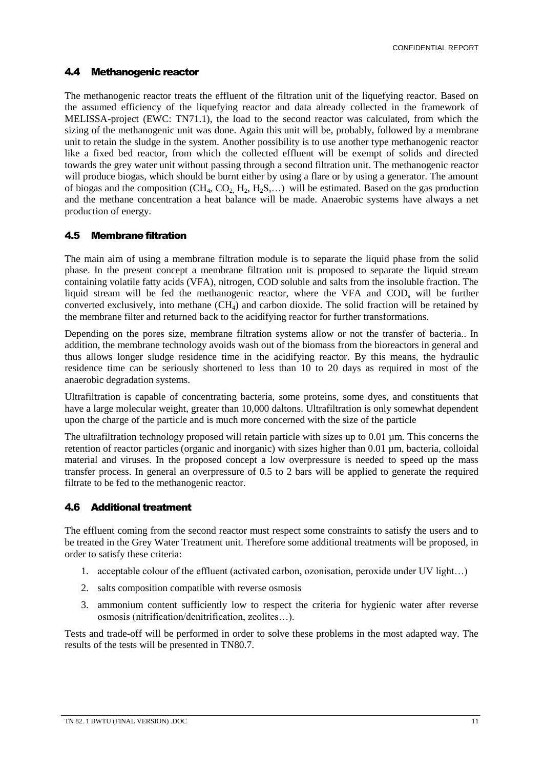## 4.4 Methanogenic reactor

The methanogenic reactor treats the effluent of the filtration unit of the liquefying reactor. Based on the assumed efficiency of the liquefying reactor and data already collected in the framework of MELISSA-project (EWC: TN71.1), the load to the second reactor was calculated, from which the sizing of the methanogenic unit was done. Again this unit will be, probably, followed by a membrane unit to retain the sludge in the system. Another possibility is to use another type methanogenic reactor like a fixed bed reactor, from which the collected effluent will be exempt of solids and directed towards the grey water unit without passing through a second filtration unit. The methanogenic reactor will produce biogas, which should be burnt either by using a flare or by using a generator. The amount of biogas and the composition ($CH_4$, $CO_2$, $H_2$, $H_2S$,…) will be estimated. Based on the gas production and the methane concentration a heat balance will be made. Anaerobic systems have always a net production of energy.

## 4.5 Membrane filtration

The main aim of using a membrane filtration module is to separate the liquid phase from the solid phase. In the present concept a membrane filtration unit is proposed to separate the liquid stream containing volatile fatty acids (VFA), nitrogen, COD soluble and salts from the insoluble fraction. The liquid stream will be fed the methanogenic reactor, where the VFA and $COD_s$ will be further converted exclusively, into methane ($CH_4$) and carbon dioxide. The solid fraction will be retained by the membrane filter and returned back to the acidifying reactor for further transformations.

Depending on the pores size, membrane filtration systems allow or not the transfer of bacteria.. In addition, the membrane technology avoids wash out of the biomass from the bioreactors in general and thus allows longer sludge residence time in the acidifying reactor. By this means, the hydraulic residence time can be seriously shortened to less than 10 to 20 days as required in most of the anaerobic degradation systems.

Ultrafiltration is capable of concentrating bacteria, some proteins, some dyes, and constituents that have a large molecular weight, greater than 10,000 daltons. Ultrafiltration is only somewhat dependent upon the charge of the particle and is much more concerned with the size of the particle

The ultrafiltration technology proposed will retain particle with sizes up to 0.01 µm. This concerns the retention of reactor particles (organic and inorganic) with sizes higher than 0.01 µm, bacteria, colloidal material and viruses. In the proposed concept a low overpressure is needed to speed up the mass transfer process. In general an overpressure of 0.5 to 2 bars will be applied to generate the required filtrate to be fed to the methanogenic reactor.

## 4.6 Additional treatment

The effluent coming from the second reactor must respect some constraints to satisfy the users and to be treated in the Grey Water Treatment unit. Therefore some additional treatments will be proposed, in order to satisfy these criteria:

1. acceptable colour of the effluent (activated carbon, ozonisation, peroxide under UV light…)
2. salts composition compatible with reverse osmosis
3. ammonium content sufficiently low to respect the criteria for hygienic water after reverse osmosis (nitrification/denitrification, zeolites…).

Tests and trade-off will be performed in order to solve these problems in the most adapted way. The results of the tests will be presented in TN80.7.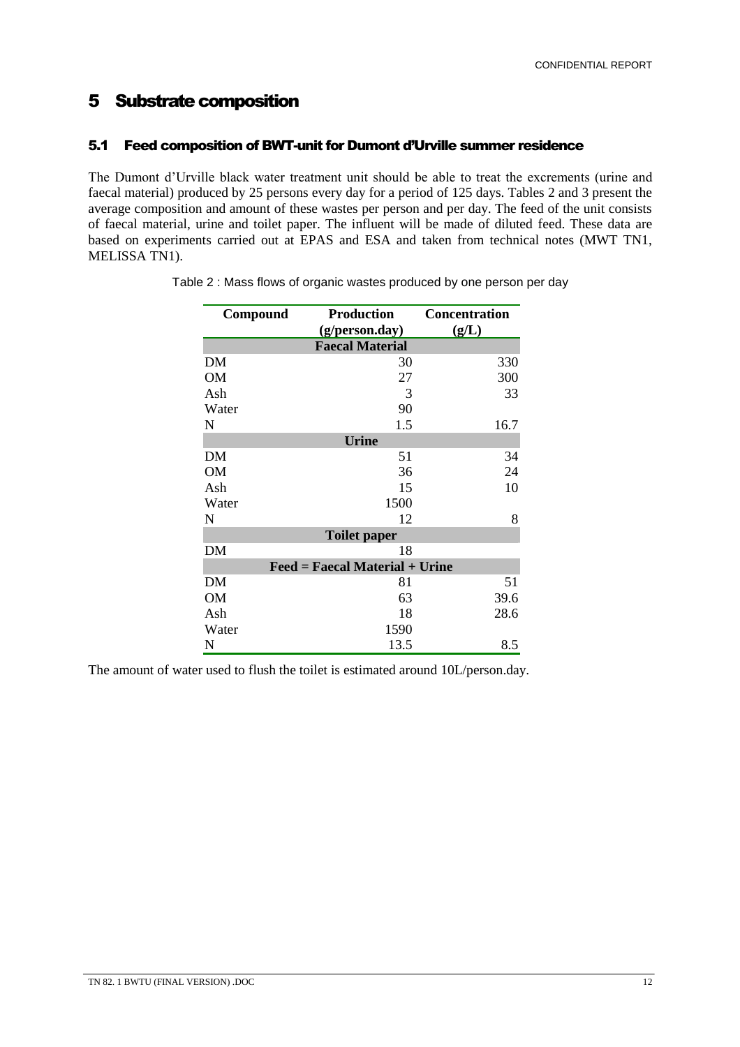# 5 Substrate composition

## 5.1 Feed composition of BWT-unit for Dumont d'Urville summer residence

The Dumont d'Urville black water treatment unit should be able to treat the excrements (urine and faecal material) produced by 25 persons every day for a period of 125 days. Tables 2 and 3 present the average composition and amount of these wastes per person and per day. The feed of the unit consists of faecal material, urine and toilet paper. The influent will be made of diluted feed. These data are based on experiments carried out at EPAS and ESA and taken from technical notes (MWT TN1, MELISSA TN1).

Table 2 : Mass flows of organic wastes produced by one person per day

| Compound | Production (g/person.day) | Concentration (g/L) |
|---|---|---|
| **Faecal Material** | | |
| DM | 30 | 330 |
| OM | 27 | 300 |
| Ash | 3 | 33 |
| Water | 90 | |
| N | 1.5 | 16.7 |
| **Urine** | | |
| DM | 51 | 34 |
| OM | 36 | 24 |
| Ash | 15 | 10 |
| Water | 1500 | |
| N | 12 | 8 |
| **Toilet paper** | | |
| DM | 18 | |
| **Feed = Faecal Material + Urine** | | |
| DM | 81 | 51 |
| OM | 63 | 39.6 |
| Ash | 18 | 28.6 |
| Water | 1590 | |
| N | 13.5 | 8.5 |

The amount of water used to flush the toilet is estimated around 10L/person.day.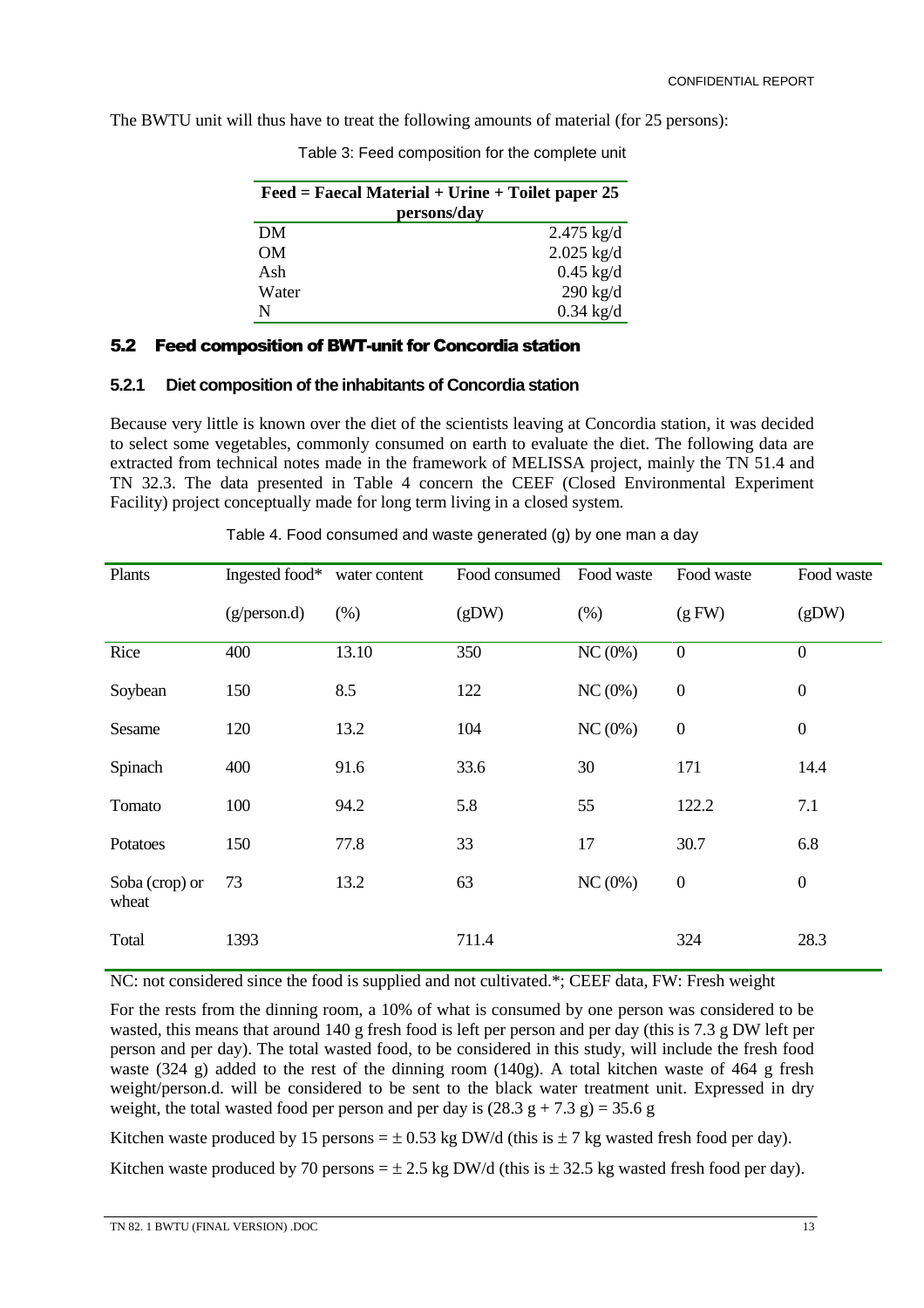The BWTU unit will thus have to treat the following amounts of material (for 25 persons):

Table 3: Feed composition for the complete unit

| Feed = Faecal Material + Urine + Toilet paper 25 persons/day | |
|---|---|
| DM | 2.475 kg/d |
| OM | 2.025 kg/d |
| Ash | 0.45 kg/d |
| Water | 290 kg/d |
| N | 0.34 kg/d |

## 5.2 Feed composition of BWT-unit for Concordia station

### 5.2.1 Diet composition of the inhabitants of Concordia station

Because very little is known over the diet of the scientists leaving at Concordia station, it was decided to select some vegetables, commonly consumed on earth to evaluate the diet. The following data are extracted from technical notes made in the framework of MELISSA project, mainly the TN 51.4 and TN 32.3. The data presented in Table 4 concern the CEEF (Closed Environmental Experiment Facility) project conceptually made for long term living in a closed system.

Table 4. Food consumed and waste generated (g) by one man a day

| Plants | Ingested food* (g/person.d) | water content (%) | Food consumed (gDW) | Food waste (%) | Food waste (g FW) | Food waste (gDW) |
|---|---|---|---|---|---|---|
| Rice | 400 | 13.10 | 350 | NC (0%) | 0 | 0 |
| Soybean | 150 | 8.5 | 122 | NC (0%) | 0 | 0 |
| Sesame | 120 | 13.2 | 104 | NC (0%) | 0 | 0 |
| Spinach | 400 | 91.6 | 33.6 | 30 | 171 | 14.4 |
| Tomato | 100 | 94.2 | 5.8 | 55 | 122.2 | 7.1 |
| Potatoes | 150 | 77.8 | 33 | 17 | 30.7 | 6.8 |
| Soba (crop) or wheat | 73 | 13.2 | 63 | NC (0%) | 0 | 0 |
| Total | 1393 | | 711.4 | | 324 | 28.3 |

NC: not considered since the food is supplied and not cultivated.*; CEEF data, FW: Fresh weight

For the rests from the dinning room, a 10% of what is consumed by one person was considered to be wasted, this means that around 140 g fresh food is left per person and per day (this is 7.3 g DW left per person and per day). The total wasted food, to be considered in this study, will include the fresh food waste (324 g) added to the rest of the dinning room (140g). A total kitchen waste of 464 g fresh weight/person.d. will be considered to be sent to the black water treatment unit. Expressed in dry weight, the total wasted food per person and per day is (28.3 g + 7.3 g) = 35.6 g

Kitchen waste produced by 15 persons = ± 0.53 kg DW/d (this is ± 7 kg wasted fresh food per day).

Kitchen waste produced by 70 persons = ± 2.5 kg DW/d (this is ± 32.5 kg wasted fresh food per day).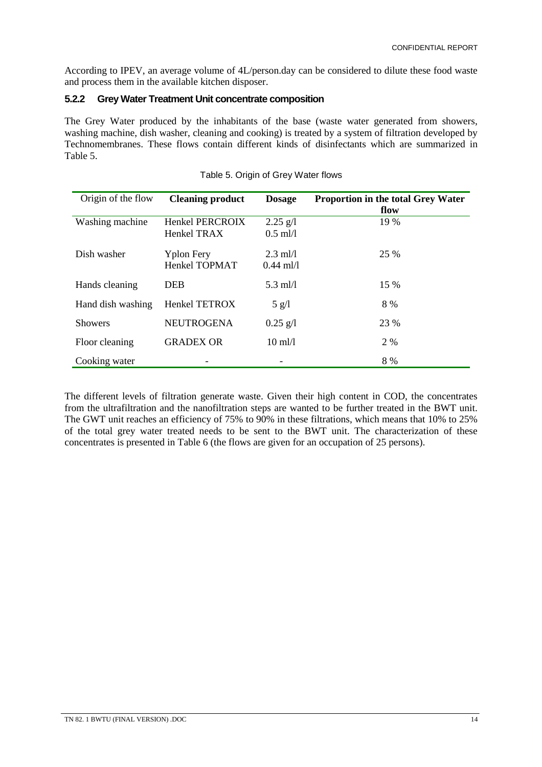According to IPEV, an average volume of 4L/person.day can be considered to dilute these food waste and process them in the available kitchen disposer.

### 5.2.2 Grey Water Treatment Unit concentrate composition

The Grey Water produced by the inhabitants of the base (waste water generated from showers, washing machine, dish washer, cleaning and cooking) is treated by a system of filtration developed by Technomembranes. These flows contain different kinds of disinfectants which are summarized in Table 5.

Table 5. Origin of Grey Water flows

| Origin of the flow | **Cleaning product** | **Dosage** | **Proportion in the total Grey Water flow** |
|---|---|---|---|
| Washing machine | Henkel PERCROIX<br>Henkel TRAX | 2.25 g/l<br>0.5 ml/l | 19 % |
| Dish washer | Yplon Fery<br>Henkel TOPMAT | 2.3 ml/l<br>0.44 ml/l | 25 % |
| Hands cleaning | DEB | 5.3 ml/l | 15 % |
| Hand dish washing | Henkel TETROX | 5 g/l | 8 % |
| Showers | NEUTROGENA | 0.25 g/l | 23 % |
| Floor cleaning | GRADEX OR | 10 ml/l | 2 % |
| Cooking water | - | - | 8 % |

The different levels of filtration generate waste. Given their high content in COD, the concentrates from the ultrafiltration and the nanofiltration steps are wanted to be further treated in the BWT unit. The GWT unit reaches an efficiency of 75% to 90% in these filtrations, which means that 10% to 25% of the total grey water treated needs to be sent to the BWT unit. The characterization of these concentrates is presented in Table 6 (the flows are given for an occupation of 25 persons).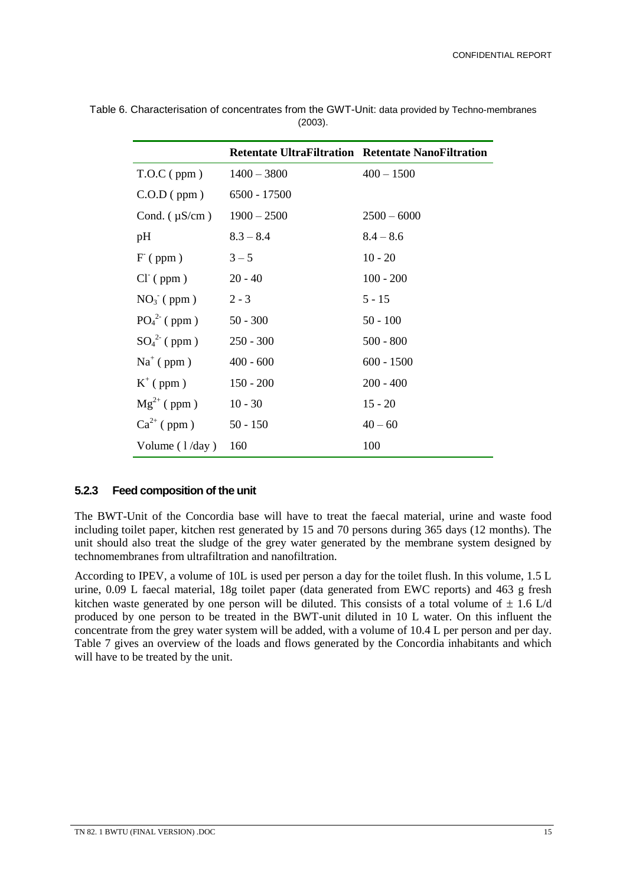Table 6. Characterisation of concentrates from the GWT-Unit: data provided by Techno-membranes (2003).

| | Retentate UltraFiltration | Retentate NanoFiltration |
|---|---|---|
| T.O.C ( ppm ) | 1400 – 3800 | 400 – 1500 |
| C.O.D ( ppm ) | 6500 - 17500 | |
| Cond. ( µS/cm ) | 1900 – 2500 | 2500 – 6000 |
| pH | 8.3 – 8.4 | 8.4 – 8.6 |
| $F^-$ ( ppm ) | 3 – 5 | 10 - 20 |
| $Cl^-$ ( ppm ) | 20 - 40 | 100 - 200 |
| $NO_3^-$ ( ppm ) | 2 - 3 | 5 - 15 |
| $PO_4^{2-}$ ( ppm ) | 50 - 300 | 50 - 100 |
| $SO_4^{2-}$ ( ppm ) | 250 - 300 | 500 - 800 |
| $Na^+$ ( ppm ) | 400 - 600 | 600 - 1500 |
| $K^+$ ( ppm ) | 150 - 200 | 200 - 400 |
| $Mg^{2+}$ ( ppm ) | 10 - 30 | 15 - 20 |
| $Ca^{2+}$ ( ppm ) | 50 - 150 | 40 – 60 |
| Volume ( l /day ) | 160 | 100 |

### 5.2.3 Feed composition of the unit

The BWT-Unit of the Concordia base will have to treat the faecal material, urine and waste food including toilet paper, kitchen rest generated by 15 and 70 persons during 365 days (12 months). The unit should also treat the sludge of the grey water generated by the membrane system designed by technomembranes from ultrafiltration and nanofiltration.

According to IPEV, a volume of 10L is used per person a day for the toilet flush. In this volume, 1.5 L urine, 0.09 L faecal material, 18g toilet paper (data generated from EWC reports) and 463 g fresh kitchen waste generated by one person will be diluted. This consists of a total volume of ± 1.6 L/d produced by one person to be treated in the BWT-unit diluted in 10 L water. On this influent the concentrate from the grey water system will be added, with a volume of 10.4 L per person and per day. Table 7 gives an overview of the loads and flows generated by the Concordia inhabitants and which will have to be treated by the unit.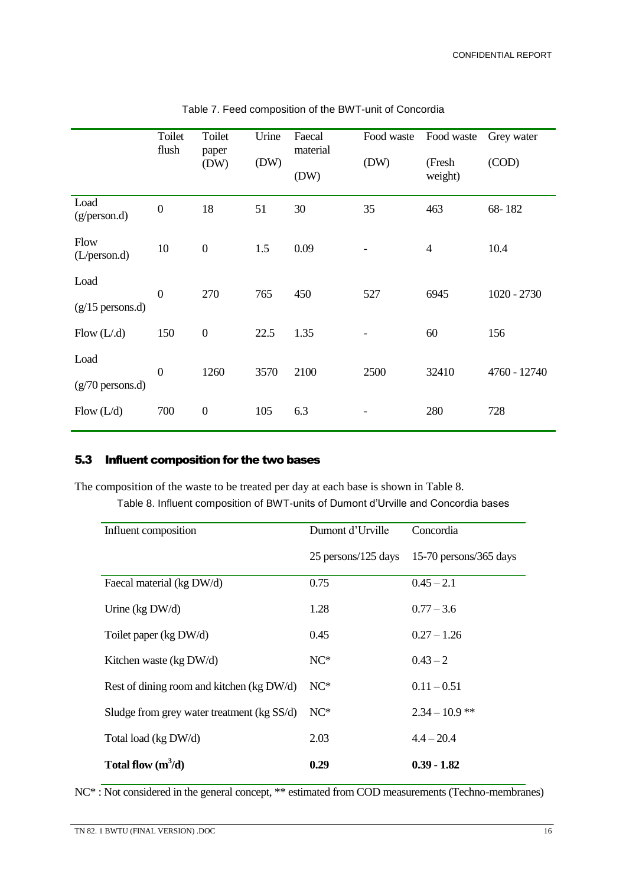Table 7. Feed composition of the BWT-unit of Concordia

| | Toilet flush | Toilet paper (DW) | Urine (DW) | Faecal material (DW) | Food waste (DW) | Food waste (Fresh weight) | Grey water (COD) |
|---|---|---|---|---|---|---|---|
| Load (g/person.d) | 0 | 18 | 51 | 30 | 35 | 463 | 68- 182 |
| Flow (L/person.d) | 10 | 0 | 1.5 | 0.09 | - | 4 | 10.4 |
| Load (g/15 persons.d) | 0 | 270 | 765 | 450 | 527 | 6945 | 1020 - 2730 |
| Flow (L/.d) | 150 | 0 | 22.5 | 1.35 | - | 60 | 156 |
| Load (g/70 persons.d) | 0 | 1260 | 3570 | 2100 | 2500 | 32410 | 4760 - 12740 |
| Flow (L/d) | 700 | 0 | 105 | 6.3 | - | 280 | 728 |

## 5.3 Influent composition for the two bases

The composition of the waste to be treated per day at each base is shown in Table 8.

Table 8. Influent composition of BWT-units of Dumont d'Urville and Concordia bases

| Influent composition | Dumont d'Urville | Concordia |
|---|---|---|
| | 25 persons/125 days | 15-70 persons/365 days |
| Faecal material (kg DW/d) | 0.75 | 0.45 – 2.1 |
| Urine (kg DW/d) | 1.28 | 0.77 – 3.6 |
| Toilet paper (kg DW/d) | 0.45 | 0.27 – 1.26 |
| Kitchen waste (kg DW/d) | NC* | 0.43 – 2 |
| Rest of dining room and kitchen (kg DW/d) | NC* | 0.11 – 0.51 |
| Sludge from grey water treatment (kg SS/d) | NC* | 2.34 – 10.9 ** |
| Total load (kg DW/d) | 2.03 | 4.4 – 20.4 |
| **Total flow ($m^3$/d)** | **0.29** | **0.39 - 1.82** |

NC* : Not considered in the general concept, ** estimated from COD measurements (Techno-membranes)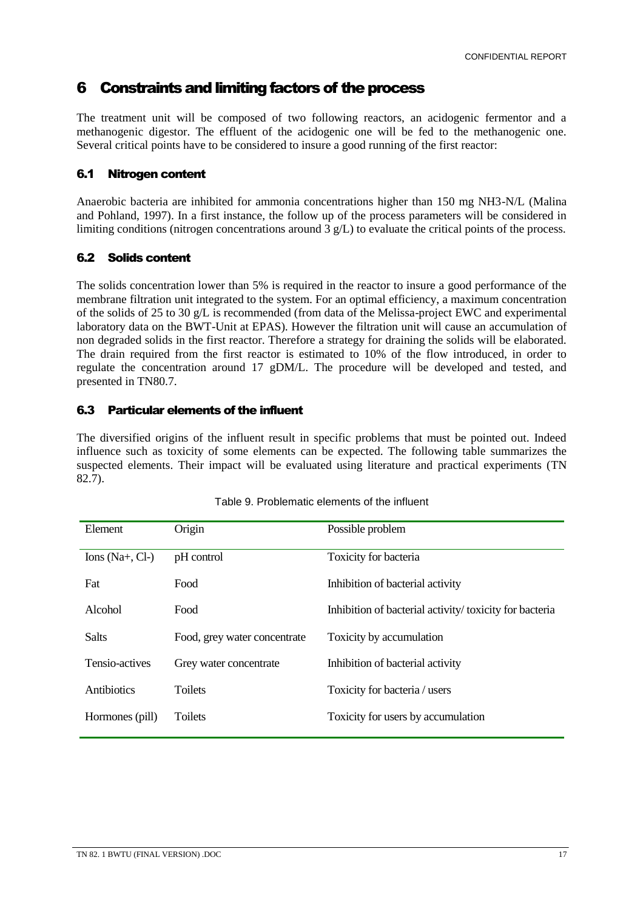# 6 Constraints and limiting factors of the process

The treatment unit will be composed of two following reactors, an acidogenic fermentor and a methanogenic digestor. The effluent of the acidogenic one will be fed to the methanogenic one. Several critical points have to be considered to insure a good running of the first reactor:

## 6.1 Nitrogen content

Anaerobic bacteria are inhibited for ammonia concentrations higher than 150 mg $NH_3$-N/L (Malina and Pohland, 1997). In a first instance, the follow up of the process parameters will be considered in limiting conditions (nitrogen concentrations around 3 g/L) to evaluate the critical points of the process.

## 6.2 Solids content

The solids concentration lower than 5% is required in the reactor to insure a good performance of the membrane filtration unit integrated to the system. For an optimal efficiency, a maximum concentration of the solids of 25 to 30 g/L is recommended (from data of the Melissa-project EWC and experimental laboratory data on the BWT-Unit at EPAS). However the filtration unit will cause an accumulation of non degraded solids in the first reactor. Therefore a strategy for draining the solids will be elaborated. The drain required from the first reactor is estimated to 10% of the flow introduced, in order to regulate the concentration around 17 gDM/L. The procedure will be developed and tested, and presented in TN80.7.

## 6.3 Particular elements of the influent

The diversified origins of the influent result in specific problems that must be pointed out. Indeed influence such as toxicity of some elements can be expected. The following table summarizes the suspected elements. Their impact will be evaluated using literature and practical experiments (TN 82.7).

Table 9. Problematic elements of the influent

| Element | Origin | Possible problem |
|---|---|---|
| Ions ($Na^+$, $Cl^-$) | pH control | Toxicity for bacteria |
| Fat | Food | Inhibition of bacterial activity |
| Alcohol | Food | Inhibition of bacterial activity/ toxicity for bacteria |
| Salts | Food, grey water concentrate | Toxicity by accumulation |
| Tensio-actives | Grey water concentrate | Inhibition of bacterial activity |
| Antibiotics | Toilets | Toxicity for bacteria / users |
| Hormones (pill) | Toilets | Toxicity for users by accumulation |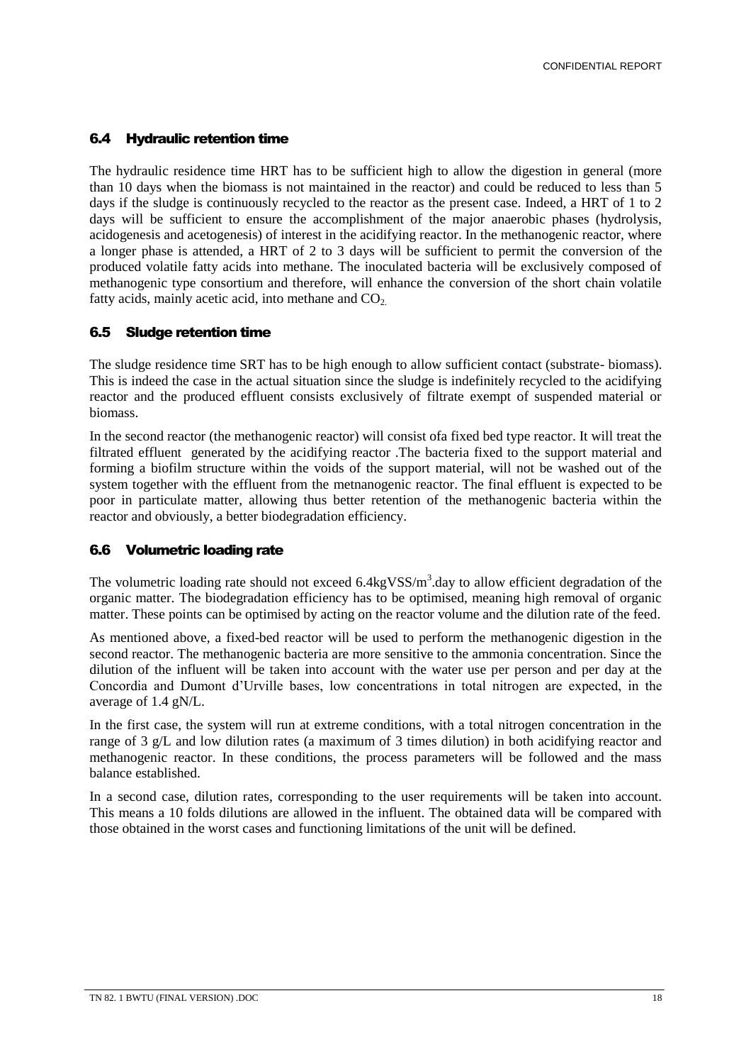## 6.4 Hydraulic retention time

The hydraulic residence time HRT has to be sufficient high to allow the digestion in general (more than 10 days when the biomass is not maintained in the reactor) and could be reduced to less than 5 days if the sludge is continuously recycled to the reactor as the present case. Indeed, a HRT of 1 to 2 days will be sufficient to ensure the accomplishment of the major anaerobic phases (hydrolysis, acidogenesis and acetogenesis) of interest in the acidifying reactor. In the methanogenic reactor, where a longer phase is attended, a HRT of 2 to 3 days will be sufficient to permit the conversion of the produced volatile fatty acids into methane. The inoculated bacteria will be exclusively composed of methanogenic type consortium and therefore, will enhance the conversion of the short chain volatile fatty acids, mainly acetic acid, into methane and $CO_2$.

## 6.5 Sludge retention time

The sludge residence time SRT has to be high enough to allow sufficient contact (substrate- biomass). This is indeed the case in the actual situation since the sludge is indefinitely recycled to the acidifying reactor and the produced effluent consists exclusively of filtrate exempt of suspended material or biomass.

In the second reactor (the methanogenic reactor) will consist ofa fixed bed type reactor. It will treat the filtrated effluent generated by the acidifying reactor .The bacteria fixed to the support material and forming a biofilm structure within the voids of the support material, will not be washed out of the system together with the effluent from the metnanogenic reactor. The final effluent is expected to be poor in particulate matter, allowing thus better retention of the methanogenic bacteria within the reactor and obviously, a better biodegradation efficiency.

## 6.6 Volumetric loading rate

The volumetric loading rate should not exceed 6.4kgVSS/$m^3$.day to allow efficient degradation of the organic matter. The biodegradation efficiency has to be optimised, meaning high removal of organic matter. These points can be optimised by acting on the reactor volume and the dilution rate of the feed.

As mentioned above, a fixed-bed reactor will be used to perform the methanogenic digestion in the second reactor. The methanogenic bacteria are more sensitive to the ammonia concentration. Since the dilution of the influent will be taken into account with the water use per person and per day at the Concordia and Dumont d'Urville bases, low concentrations in total nitrogen are expected, in the average of 1.4 gN/L.

In the first case, the system will run at extreme conditions, with a total nitrogen concentration in the range of 3 g/L and low dilution rates (a maximum of 3 times dilution) in both acidifying reactor and methanogenic reactor. In these conditions, the process parameters will be followed and the mass balance established.

In a second case, dilution rates, corresponding to the user requirements will be taken into account. This means a 10 folds dilutions are allowed in the influent. The obtained data will be compared with those obtained in the worst cases and functioning limitations of the unit will be defined.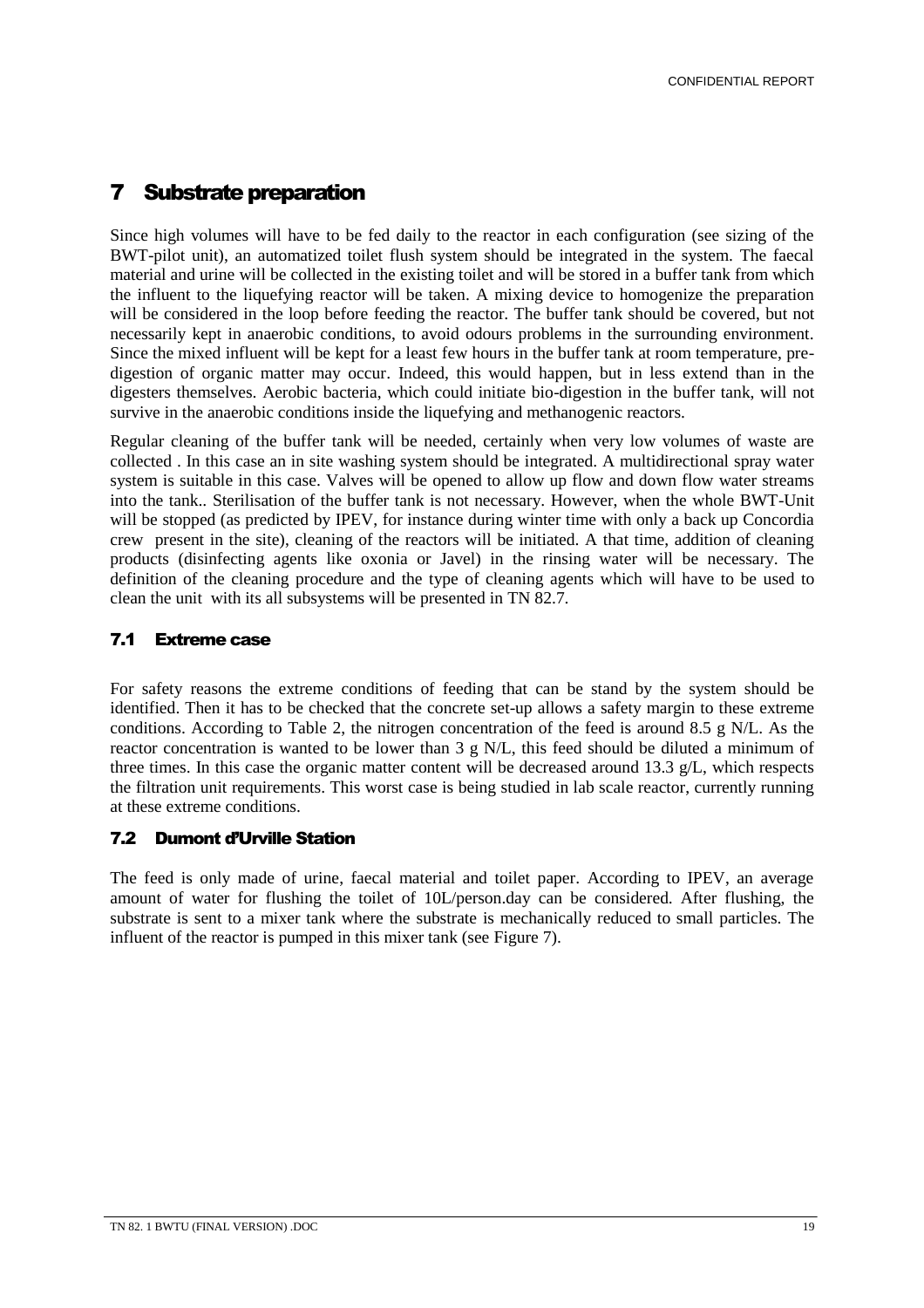# 7 Substrate preparation

Since high volumes will have to be fed daily to the reactor in each configuration (see sizing of the BWT-pilot unit), an automatized toilet flush system should be integrated in the system. The faecal material and urine will be collected in the existing toilet and will be stored in a buffer tank from which the influent to the liquefying reactor will be taken. A mixing device to homogenize the preparation will be considered in the loop before feeding the reactor. The buffer tank should be covered, but not necessarily kept in anaerobic conditions, to avoid odours problems in the surrounding environment. Since the mixed influent will be kept for a least few hours in the buffer tank at room temperature, pre-digestion of organic matter may occur. Indeed, this would happen, but in less extend than in the digesters themselves. Aerobic bacteria, which could initiate bio-digestion in the buffer tank, will not survive in the anaerobic conditions inside the liquefying and methanogenic reactors.

Regular cleaning of the buffer tank will be needed, certainly when very low volumes of waste are collected . In this case an in site washing system should be integrated. A multidirectional spray water system is suitable in this case. Valves will be opened to allow up flow and down flow water streams into the tank.. Sterilisation of the buffer tank is not necessary. However, when the whole BWT-Unit will be stopped (as predicted by IPEV, for instance during winter time with only a back up Concordia crew present in the site), cleaning of the reactors will be initiated. A that time, addition of cleaning products (disinfecting agents like oxonia or Javel) in the rinsing water will be necessary. The definition of the cleaning procedure and the type of cleaning agents which will have to be used to clean the unit with its all subsystems will be presented in TN 82.7.

## 7.1 Extreme case

For safety reasons the extreme conditions of feeding that can be stand by the system should be identified. Then it has to be checked that the concrete set-up allows a safety margin to these extreme conditions. According to Table 2, the nitrogen concentration of the feed is around 8.5 g N/L. As the reactor concentration is wanted to be lower than 3 g N/L, this feed should be diluted a minimum of three times. In this case the organic matter content will be decreased around 13.3 g/L, which respects the filtration unit requirements. This worst case is being studied in lab scale reactor, currently running at these extreme conditions.

## 7.2 Dumont d'Urville Station

The feed is only made of urine, faecal material and toilet paper. According to IPEV, an average amount of water for flushing the toilet of 10L/person.day can be considered. After flushing, the substrate is sent to a mixer tank where the substrate is mechanically reduced to small particles. The influent of the reactor is pumped in this mixer tank (see Figure 7).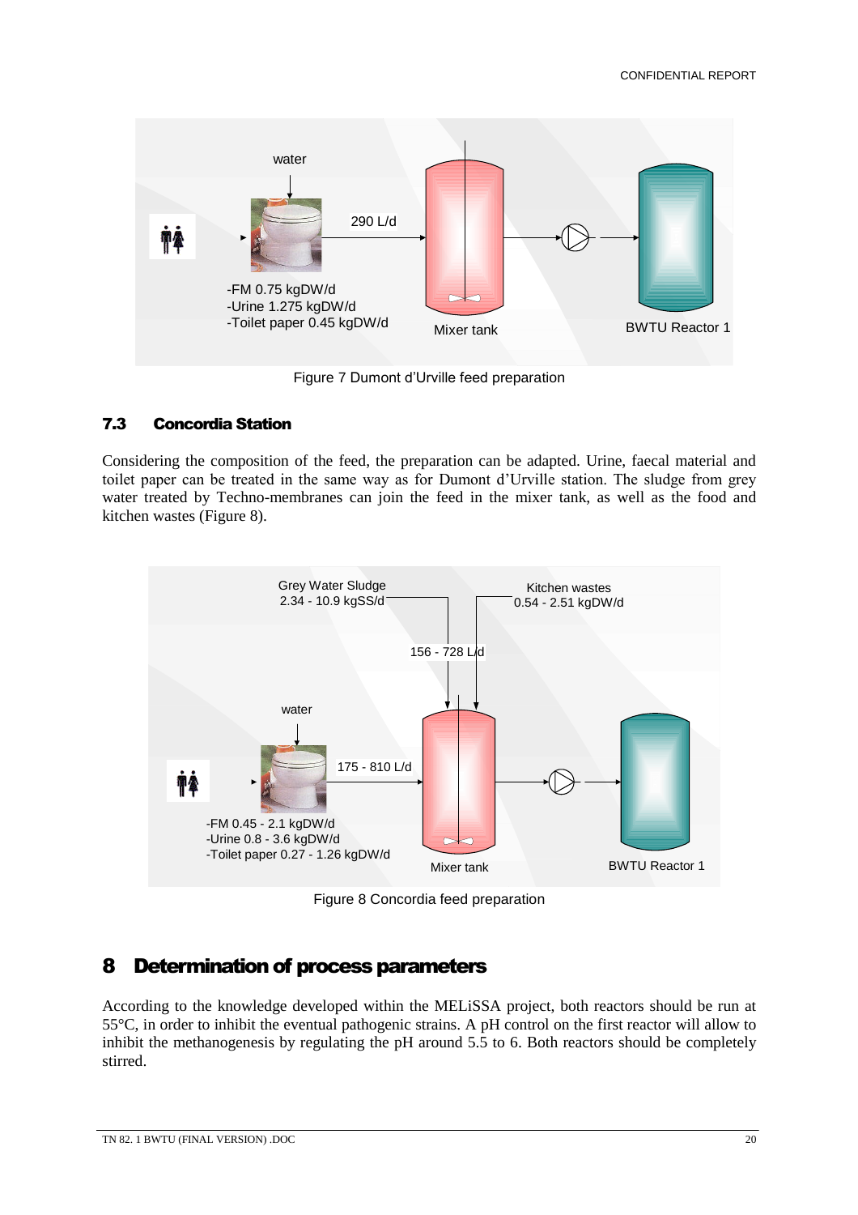Figure 7 Dumont d'Urville feed preparation

### 7.3 Concordia Station

Considering the composition of the feed, the preparation can be adapted. Urine, faecal material and toilet paper can be treated in the same way as for Dumont d'Urville station. The sludge from grey water treated by Techno-membranes can join the feed in the mixer tank, as well as the food and kitchen wastes (Figure 8).

Figure 8 Concordia feed preparation

## 8 Determination of process parameters

According to the knowledge developed within the MELiSSA project, both reactors should be run at 55°C, in order to inhibit the eventual pathogenic strains. A pH control on the first reactor will allow to inhibit the methanogenesis by regulating the pH around 5.5 to 6. Both reactors should be completely stirred.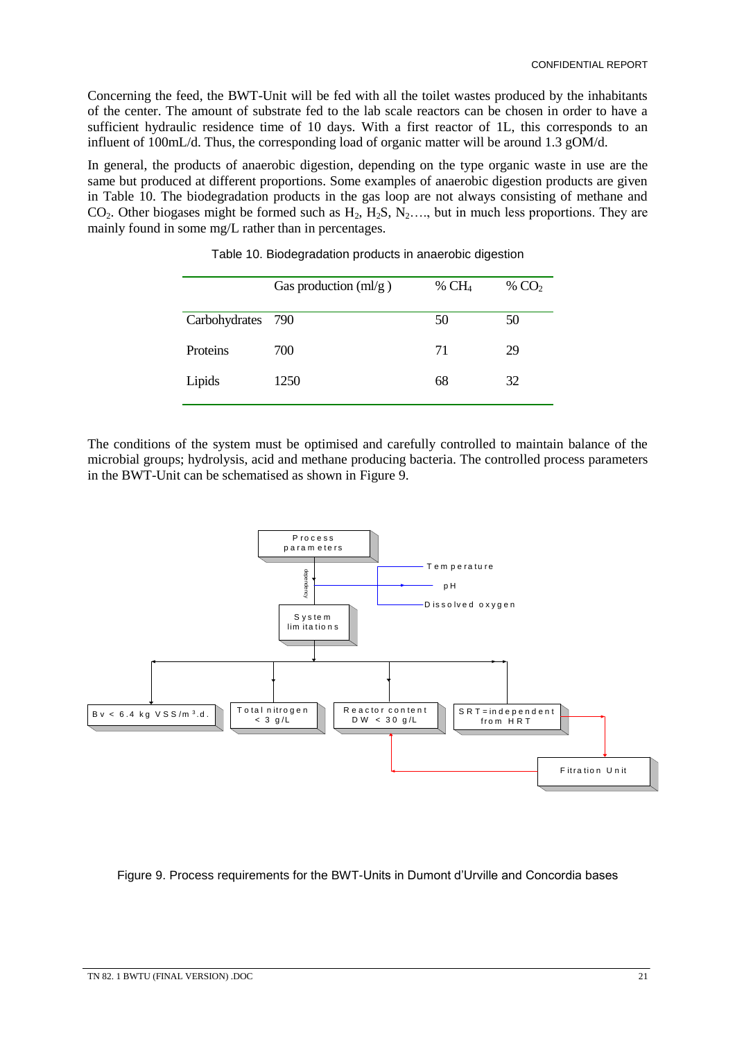Concerning the feed, the BWT-Unit will be fed with all the toilet wastes produced by the inhabitants of the center. The amount of substrate fed to the lab scale reactors can be chosen in order to have a sufficient hydraulic residence time of 10 days. With a first reactor of 1L, this corresponds to an influent of 100mL/d. Thus, the corresponding load of organic matter will be around 1.3 gOM/d.

In general, the products of anaerobic digestion, depending on the type organic waste in use are the same but produced at different proportions. Some examples of anaerobic digestion products are given in Table 10. The biodegradation products in the gas loop are not always consisting of methane and $CO_2$. Other biogases might be formed such as $H_2$, $H_2S$, $N_2$…., but in much less proportions. They are mainly found in some mg/L rather than in percentages.

Table 10. Biodegradation products in anaerobic digestion

| | Gas production (ml/g ) | % $CH_4$ | % $CO_2$ |
|---|---|---|---|
| Carbohydrates | 790 | 50 | 50 |
| Proteins | 700 | 71 | 29 |
| Lipids | 1250 | 68 | 32 |

The conditions of the system must be optimised and carefully controlled to maintain balance of the microbial groups; hydrolysis, acid and methane producing bacteria. The controlled process parameters in the BWT-Unit can be schematised as shown in Figure 9.

Process parameters

dependency

Temperature

pH

Dissolved oxygen

System limitations

Bv < 6.4 kg VSS/m³.d.

Total nitrogen < 3 g/L

Reactor content DW < 30 g/L

SRT=independent from HRT

Fitration Unit

Figure 9. Process requirements for the BWT-Units in Dumont d'Urville and Concordia bases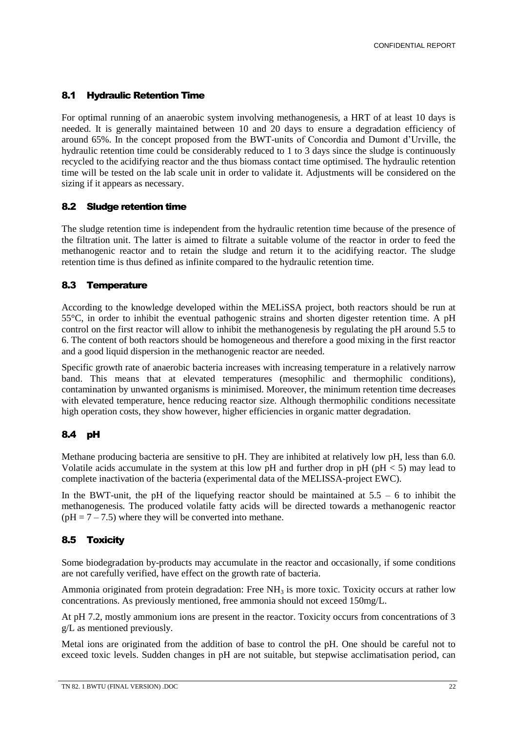## 8.1 Hydraulic Retention Time

For optimal running of an anaerobic system involving methanogenesis, a HRT of at least 10 days is needed. It is generally maintained between 10 and 20 days to ensure a degradation efficiency of around 65%. In the concept proposed from the BWT-units of Concordia and Dumont d'Urville, the hydraulic retention time could be considerably reduced to 1 to 3 days since the sludge is continuously recycled to the acidifying reactor and the thus biomass contact time optimised. The hydraulic retention time will be tested on the lab scale unit in order to validate it. Adjustments will be considered on the sizing if it appears as necessary.

## 8.2 Sludge retention time

The sludge retention time is independent from the hydraulic retention time because of the presence of the filtration unit. The latter is aimed to filtrate a suitable volume of the reactor in order to feed the methanogenic reactor and to retain the sludge and return it to the acidifying reactor. The sludge retention time is thus defined as infinite compared to the hydraulic retention time.

## 8.3 Temperature

According to the knowledge developed within the MELiSSA project, both reactors should be run at 55°C, in order to inhibit the eventual pathogenic strains and shorten digester retention time. A pH control on the first reactor will allow to inhibit the methanogenesis by regulating the pH around 5.5 to 6. The content of both reactors should be homogeneous and therefore a good mixing in the first reactor and a good liquid dispersion in the methanogenic reactor are needed.

Specific growth rate of anaerobic bacteria increases with increasing temperature in a relatively narrow band. This means that at elevated temperatures (mesophilic and thermophilic conditions), contamination by unwanted organisms is minimised. Moreover, the minimum retention time decreases with elevated temperature, hence reducing reactor size. Although thermophilic conditions necessitate high operation costs, they show however, higher efficiencies in organic matter degradation.

## 8.4 pH

Methane producing bacteria are sensitive to pH. They are inhibited at relatively low pH, less than 6.0. Volatile acids accumulate in the system at this low pH and further drop in pH ($pH < 5$) may lead to complete inactivation of the bacteria (experimental data of the MELISSA-project EWC).

In the BWT-unit, the pH of the liquefying reactor should be maintained at 5.5 – 6 to inhibit the methanogenesis. The produced volatile fatty acids will be directed towards a methanogenic reactor ($pH = 7 – 7.5$) where they will be converted into methane.

## 8.5 Toxicity

Some biodegradation by-products may accumulate in the reactor and occasionally, if some conditions are not carefully verified, have effect on the growth rate of bacteria.

Ammonia originated from protein degradation: Free $NH_3$ is more toxic. Toxicity occurs at rather low concentrations. As previously mentioned, free ammonia should not exceed 150mg/L.

At pH 7.2, mostly ammonium ions are present in the reactor. Toxicity occurs from concentrations of 3 g/L as mentioned previously.

Metal ions are originated from the addition of base to control the pH. One should be careful not to exceed toxic levels. Sudden changes in pH are not suitable, but stepwise acclimatisation period, can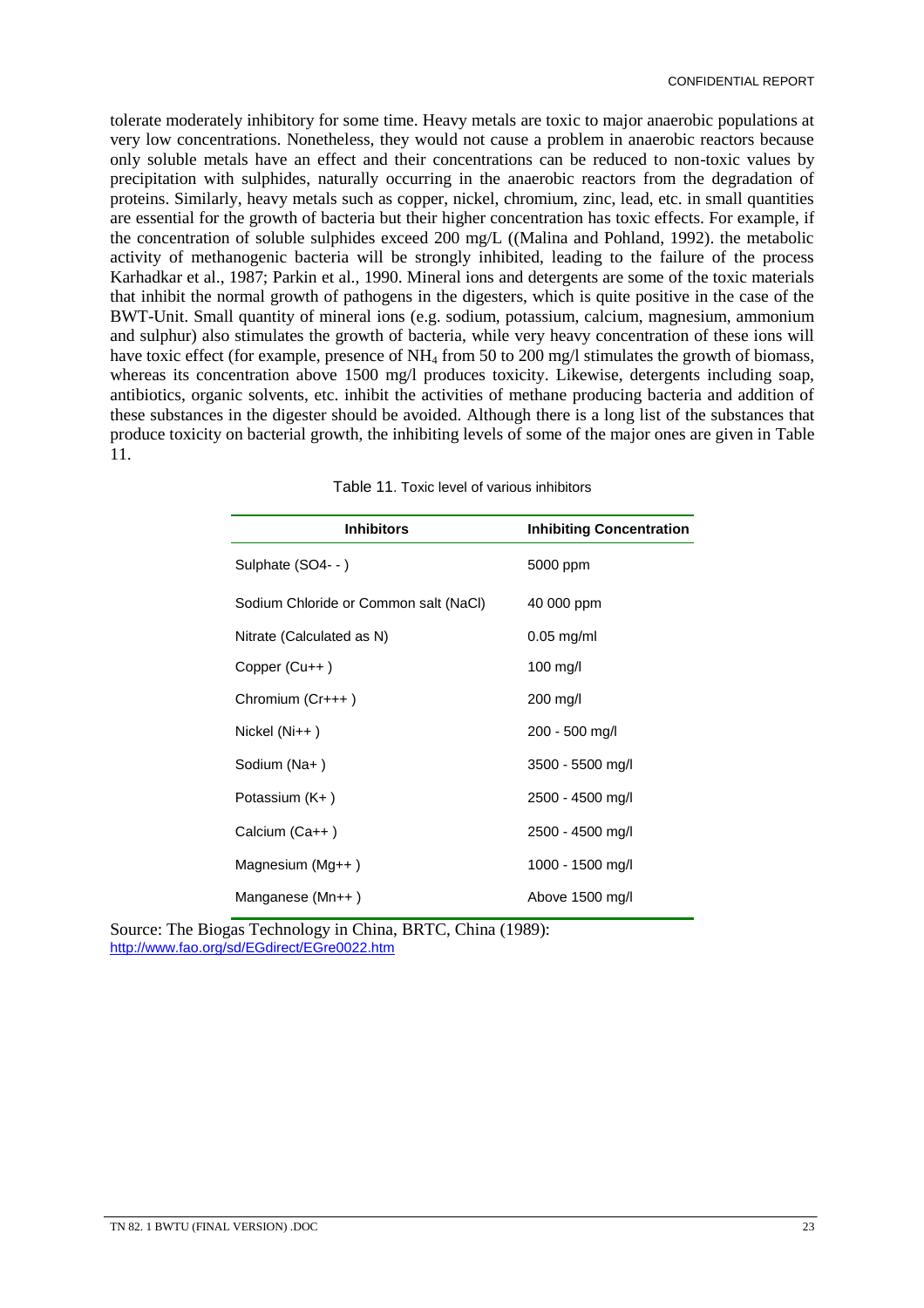tolerate moderately inhibitory for some time. Heavy metals are toxic to major anaerobic populations at very low concentrations. Nonetheless, they would not cause a problem in anaerobic reactors because only soluble metals have an effect and their concentrations can be reduced to non-toxic values by precipitation with sulphides, naturally occurring in the anaerobic reactors from the degradation of proteins. Similarly, heavy metals such as copper, nickel, chromium, zinc, lead, etc. in small quantities are essential for the growth of bacteria but their higher concentration has toxic effects. For example, if the concentration of soluble sulphides exceed 200 mg/L ((Malina and Pohland, 1992). the metabolic activity of methanogenic bacteria will be strongly inhibited, leading to the failure of the process Karhadkar et al., 1987; Parkin et al., 1990. Mineral ions and detergents are some of the toxic materials that inhibit the normal growth of pathogens in the digesters, which is quite positive in the case of the BWT-Unit. Small quantity of mineral ions (e.g. sodium, potassium, calcium, magnesium, ammonium and sulphur) also stimulates the growth of bacteria, while very heavy concentration of these ions will have toxic effect (for example, presence of $NH_4$ from 50 to 200 mg/l stimulates the growth of biomass, whereas its concentration above 1500 mg/l produces toxicity. Likewise, detergents including soap, antibiotics, organic solvents, etc. inhibit the activities of methane producing bacteria and addition of these substances in the digester should be avoided. Although there is a long list of the substances that produce toxicity on bacterial growth, the inhibiting levels of some of the major ones are given in Table 11.

Table 11. Toxic level of various inhibitors

| Inhibitors | Inhibiting Concentration |
|---|---|
| Sulphate (SO4- - ) | 5000 ppm |
| Sodium Chloride or Common salt (NaCl) | 40 000 ppm |
| Nitrate (Calculated as N) | 0.05 mg/ml |
| Copper (Cu++ ) | 100 mg/l |
| Chromium (Cr+++ ) | 200 mg/l |
| Nickel (Ni++ ) | 200 - 500 mg/l |
| Sodium (Na+ ) | 3500 - 5500 mg/l |
| Potassium (K+ ) | 2500 - 4500 mg/l |
| Calcium (Ca++ ) | 2500 - 4500 mg/l |
| Magnesium (Mg++ ) | 1000 - 1500 mg/l |
| Manganese (Mn++ ) | Above 1500 mg/l |

Source: The Biogas Technology in China, BRTC, China (1989): http://www.fao.org/sd/EGdirect/EGre0022.htm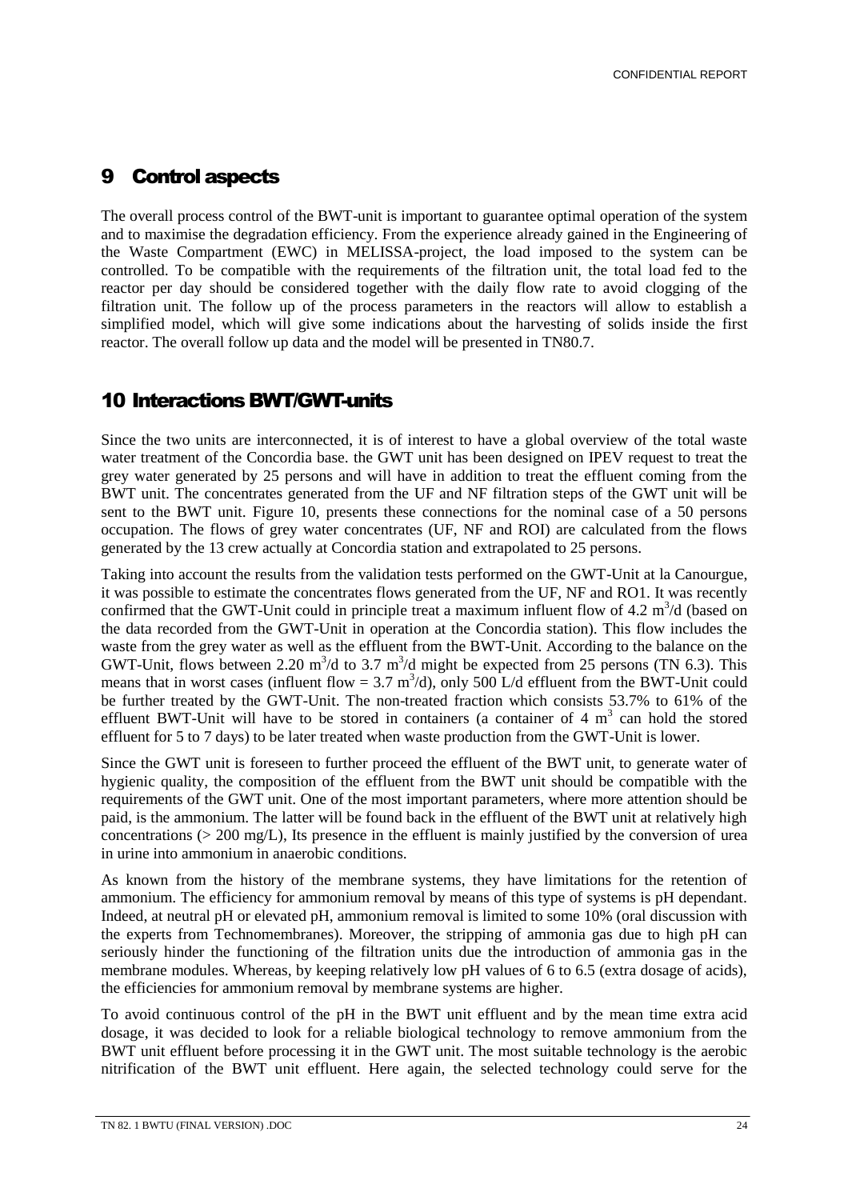# 9 Control aspects

The overall process control of the BWT-unit is important to guarantee optimal operation of the system and to maximise the degradation efficiency. From the experience already gained in the Engineering of the Waste Compartment (EWC) in MELISSA-project, the load imposed to the system can be controlled. To be compatible with the requirements of the filtration unit, the total load fed to the reactor per day should be considered together with the daily flow rate to avoid clogging of the filtration unit. The follow up of the process parameters in the reactors will allow to establish a simplified model, which will give some indications about the harvesting of solids inside the first reactor. The overall follow up data and the model will be presented in TN80.7.

# 10 Interactions BWT/GWT-units

Since the two units are interconnected, it is of interest to have a global overview of the total waste water treatment of the Concordia base. the GWT unit has been designed on IPEV request to treat the grey water generated by 25 persons and will have in addition to treat the effluent coming from the BWT unit. The concentrates generated from the UF and NF filtration steps of the GWT unit will be sent to the BWT unit. Figure 10, presents these connections for the nominal case of a 50 persons occupation. The flows of grey water concentrates (UF, NF and ROI) are calculated from the flows generated by the 13 crew actually at Concordia station and extrapolated to 25 persons.

Taking into account the results from the validation tests performed on the GWT-Unit at la Canourgue, it was possible to estimate the concentrates flows generated from the UF, NF and RO1. It was recently confirmed that the GWT-Unit could in principle treat a maximum influent flow of 4.2 $m^3$/d (based on the data recorded from the GWT-Unit in operation at the Concordia station). This flow includes the waste from the grey water as well as the effluent from the BWT-Unit. According to the balance on the GWT-Unit, flows between 2.20 $m^3$/d to 3.7 $m^3$/d might be expected from 25 persons (TN 6.3). This means that in worst cases (influent flow = 3.7 $m^3$/d), only 500 L/d effluent from the BWT-Unit could be further treated by the GWT-Unit. The non-treated fraction which consists 53.7% to 61% of the effluent BWT-Unit will have to be stored in containers (a container of 4 $m^3$ can hold the stored effluent for 5 to 7 days) to be later treated when waste production from the GWT-Unit is lower.

Since the GWT unit is foreseen to further proceed the effluent of the BWT unit, to generate water of hygienic quality, the composition of the effluent from the BWT unit should be compatible with the requirements of the GWT unit. One of the most important parameters, where more attention should be paid, is the ammonium. The latter will be found back in the effluent of the BWT unit at relatively high concentrations (> 200 mg/L), Its presence in the effluent is mainly justified by the conversion of urea in urine into ammonium in anaerobic conditions.

As known from the history of the membrane systems, they have limitations for the retention of ammonium. The efficiency for ammonium removal by means of this type of systems is pH dependant. Indeed, at neutral pH or elevated pH, ammonium removal is limited to some 10% (oral discussion with the experts from Technomembranes). Moreover, the stripping of ammonia gas due to high pH can seriously hinder the functioning of the filtration units due the introduction of ammonia gas in the membrane modules. Whereas, by keeping relatively low pH values of 6 to 6.5 (extra dosage of acids), the efficiencies for ammonium removal by membrane systems are higher.

To avoid continuous control of the pH in the BWT unit effluent and by the mean time extra acid dosage, it was decided to look for a reliable biological technology to remove ammonium from the BWT unit effluent before processing it in the GWT unit. The most suitable technology is the aerobic nitrification of the BWT unit effluent. Here again, the selected technology could serve for the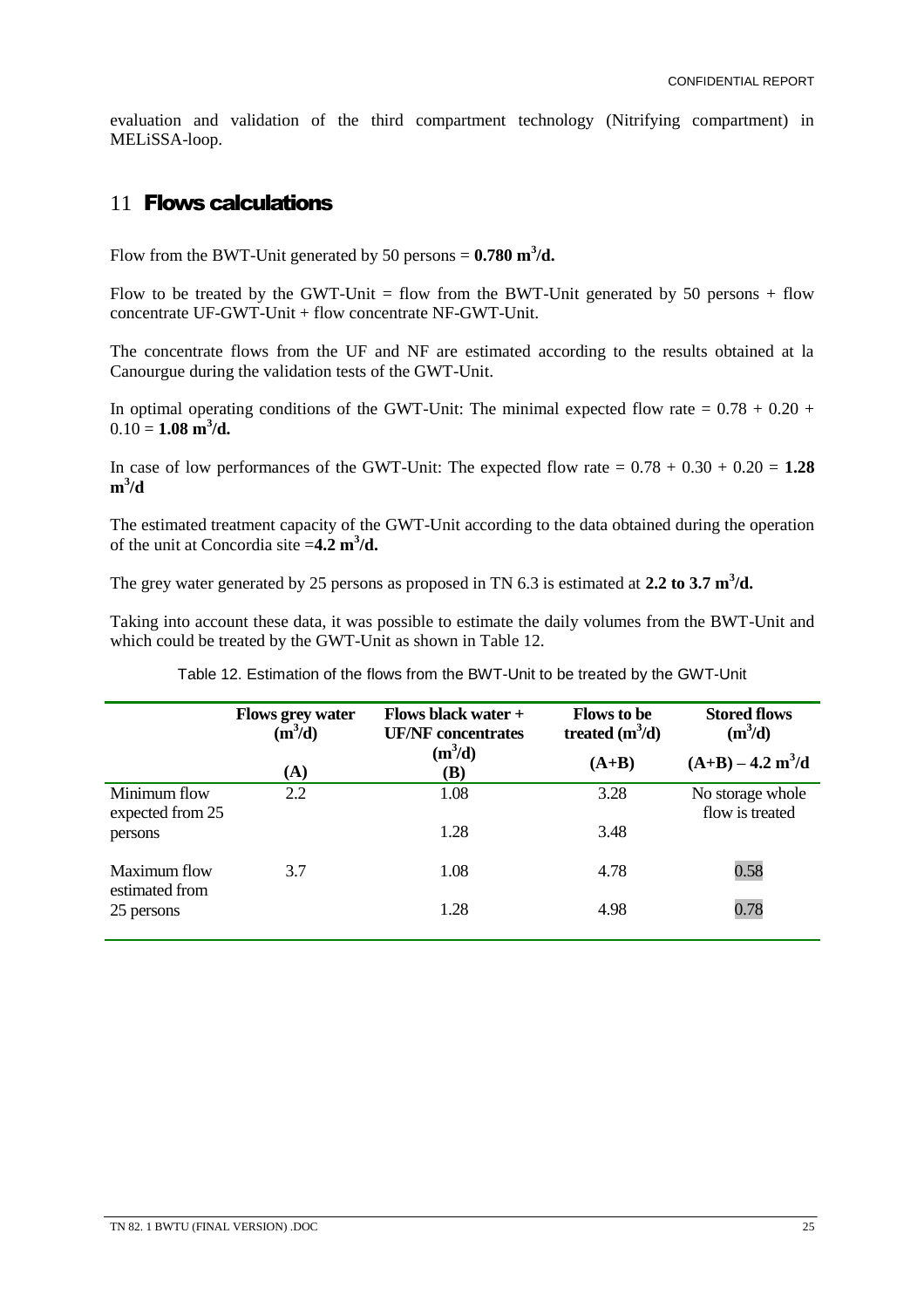evaluation and validation of the third compartment technology (Nitrifying compartment) in MELiSSA-loop.

# 11 Flows calculations

Flow from the BWT-Unit generated by 50 persons = **0.780 $m^3$/d.**

Flow to be treated by the GWT-Unit = flow from the BWT-Unit generated by 50 persons + flow concentrate UF-GWT-Unit + flow concentrate NF-GWT-Unit.

The concentrate flows from the UF and NF are estimated according to the results obtained at la Canourgue during the validation tests of the GWT-Unit.

In optimal operating conditions of the GWT-Unit: The minimal expected flow rate = 0.78 + 0.20 + 0.10 = **1.08 $m^3$/d.**

In case of low performances of the GWT-Unit: The expected flow rate = 0.78 + 0.30 + 0.20 = **1.28 $m^3$/d**

The estimated treatment capacity of the GWT-Unit according to the data obtained during the operation of the unit at Concordia site =**4.2 $m^3$/d.**

The grey water generated by 25 persons as proposed in TN 6.3 is estimated at **2.2 to 3.7 $m^3$/d.**

Taking into account these data, it was possible to estimate the daily volumes from the BWT-Unit and which could be treated by the GWT-Unit as shown in Table 12.

Table 12. Estimation of the flows from the BWT-Unit to be treated by the GWT-Unit

| | **Flows grey water ($m^3$/d)** **(A)** | **Flows black water + UF/NF concentrates ($m^3$/d)** **(B)** | **Flows to be treated ($m^3$/d)** **(A+B)** | **Stored flows ($m^3$/d)** **(A+B) – 4.2 $m^3$/d** |
|---|---|---|---|---|
| Minimum flow expected from 25 persons | 2.2 | 1.08 | 3.28 | No storage whole flow is treated |
| | | 1.28 | 3.48 | |
| Maximum flow estimated from 25 persons | 3.7 | 1.08 | 4.78 | 0.58 |
| | | 1.28 | 4.98 | 0.78 |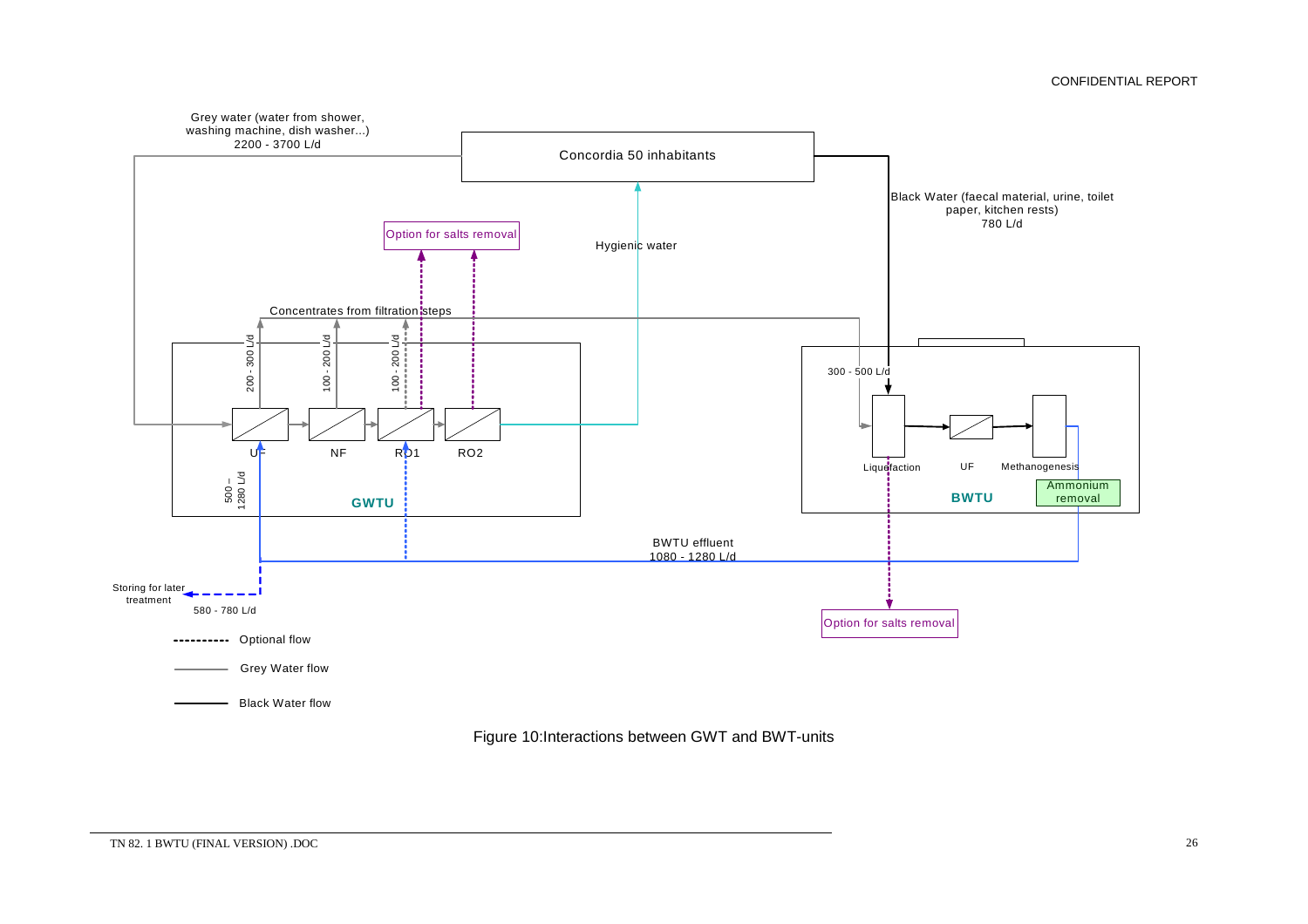Grey water (water from shower, washing machine, dish washer...)
2200 - 3700 L/d

Concordia 50 inhabitants

Black Water (faecal material, urine, toilet paper, kitchen rests)
780 L/d

Option for salts removal

Hygienic water

Concentrates from filtration steps

200 - 300 L/d

100 - 200 L/d

100 - 200 L/d

300 - 500 L/d

UF

NF

RO1

RO2

500 – 1280 L/d

GWTU

Liquefaction

UF

Methanogenesis

Ammonium removal

BWTU

BWTU effluent
1080 - 1280 L/d

Storing for later treatment

580 - 780 L/d

Option for salts removal

Optional flow

Grey Water flow

Black Water flow

Figure 10:Interactions between GWT and BWT-units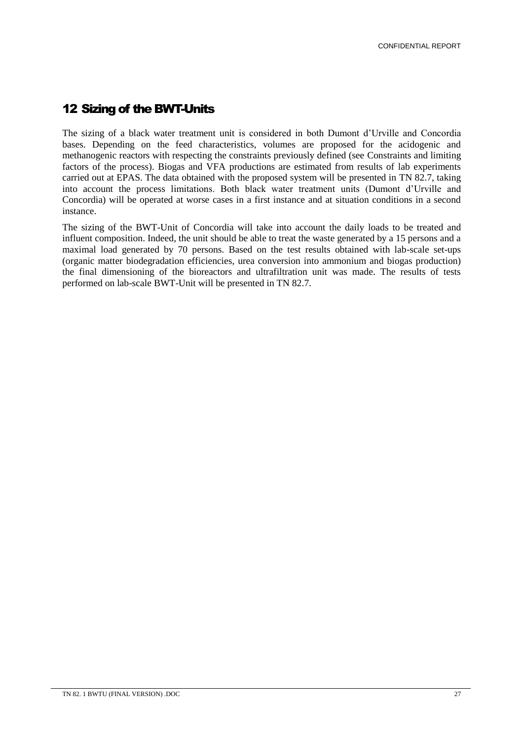# 12 Sizing of the BWT-Units

The sizing of a black water treatment unit is considered in both Dumont d'Urville and Concordia bases. Depending on the feed characteristics, volumes are proposed for the acidogenic and methanogenic reactors with respecting the constraints previously defined (see Constraints and limiting factors of the process). Biogas and VFA productions are estimated from results of lab experiments carried out at EPAS. The data obtained with the proposed system will be presented in TN 82.7, taking into account the process limitations. Both black water treatment units (Dumont d'Urville and Concordia) will be operated at worse cases in a first instance and at situation conditions in a second instance.

The sizing of the BWT-Unit of Concordia will take into account the daily loads to be treated and influent composition. Indeed, the unit should be able to treat the waste generated by a 15 persons and a maximal load generated by 70 persons. Based on the test results obtained with lab-scale set-ups (organic matter biodegradation efficiencies, urea conversion into ammonium and biogas production) the final dimensioning of the bioreactors and ultrafiltration unit was made. The results of tests performed on lab-scale BWT-Unit will be presented in TN 82.7.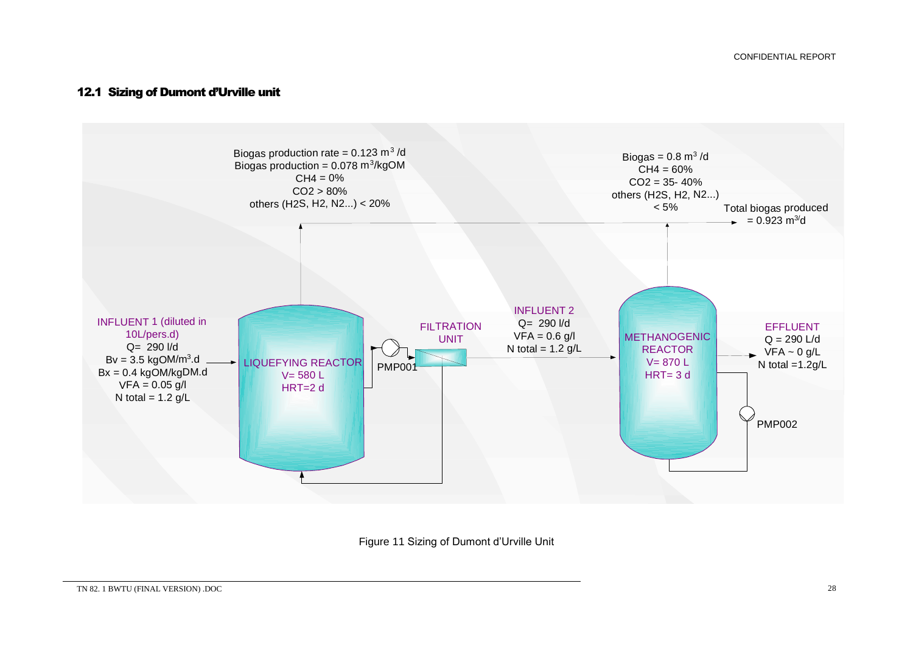## 12.1 Sizing of Dumont d'Urville unit

Biogas production rate = 0.123 $m^3$/d
Biogas production = 0.078 $m^3$/kgOM
$CH_4$ = 0%
$CO_2$ > 80%
others ($H_2S$, $H_2$, $N_2$...) < 20%

Biogas = 0.8 $m^3$/d
$CH_4$ = 60%
$CO_2$ = 35- 40%
others ($H_2S$, $H_2$, $N_2$...) < 5%

Total biogas produced = 0.923 $m^3$/d

INFLUENT 1 (diluted in 10L/pers.d)
Q= 290 l/d
Bv = 3.5 kgOM/$m^3$.d
Bx = 0.4 kgOM/kgDM.d
VFA = 0.05 g/l
N total = 1.2 g/L

LIQUEFYING REACTOR
V= 580 L
HRT=2 d

PMP001

FILTRATION UNIT

INFLUENT 2
Q= 290 l/d
VFA = 0.6 g/l
N total = 1.2 g/L

METHANOGENIC REACTOR
V= 870 L
HRT= 3 d

PMP002

EFFLUENT
Q = 290 L/d
VFA ~ 0 g/L
N total =1.2g/L

Figure 11 Sizing of Dumont d'Urville Unit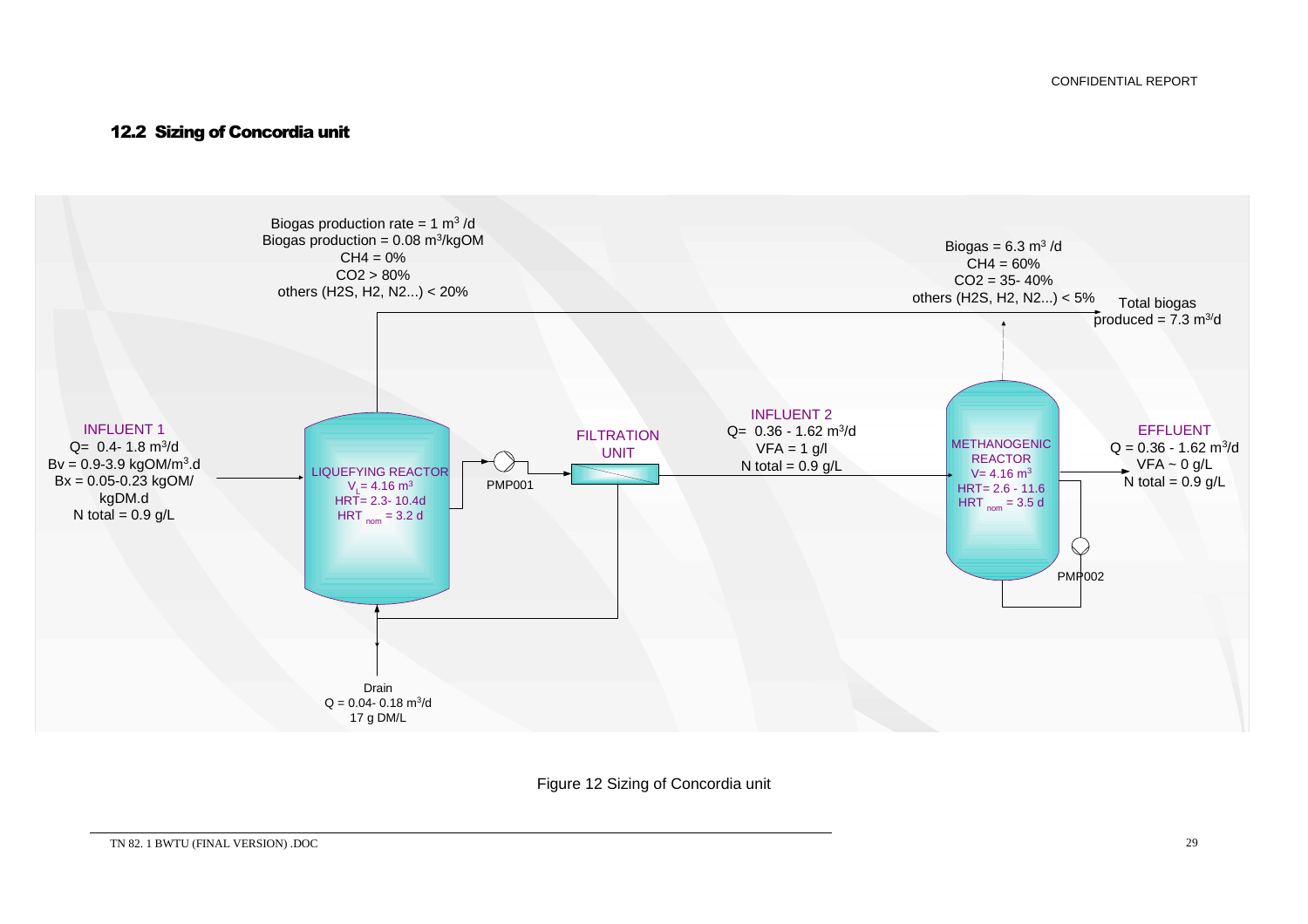## 12.2 Sizing of Concordia unit

Biogas production rate = 1 $m^3$ /d
Biogas production = 0.08 $m^3$/kgOM
CH4 = 0%
CO2 > 80%
others (H2S, H2, N2...) < 20%

Biogas = 6.3 $m^3$ /d
CH4 = 60%
CO2 = 35- 40%
others (H2S, H2, N2...) < 5%

Total biogas produced = 7.3 $m^3$/d

INFLUENT 1
Q= 0.4- 1.8 $m^3$/d
Bv = 0.9-3.9 kgOM/$m^3$.d
Bx = 0.05-0.23 kgOM/ kgDM.d
N total = 0.9 g/L

LIQUEFYING REACTOR
$V_L$= 4.16 $m^3$
HRT= 2.3- 10.4d
$HRT_{nom}$ = 3.2 d

PMP001

FILTRATION UNIT

INFLUENT 2
Q= 0.36 - 1.62 $m^3$/d
VFA = 1 g/l
N total = 0.9 g/L

METHANOGENIC REACTOR
V= 4.16 $m^3$
HRT= 2.6 - 11.6
$HRT_{nom}$ = 3.5 d

PMP002

EFFLUENT
Q = 0.36 - 1.62 $m^3$/d
VFA ~ 0 g/L
N total = 0.9 g/L

Drain
Q = 0.04- 0.18 $m^3$/d
17 g DM/L

Figure 12 Sizing of Concordia unit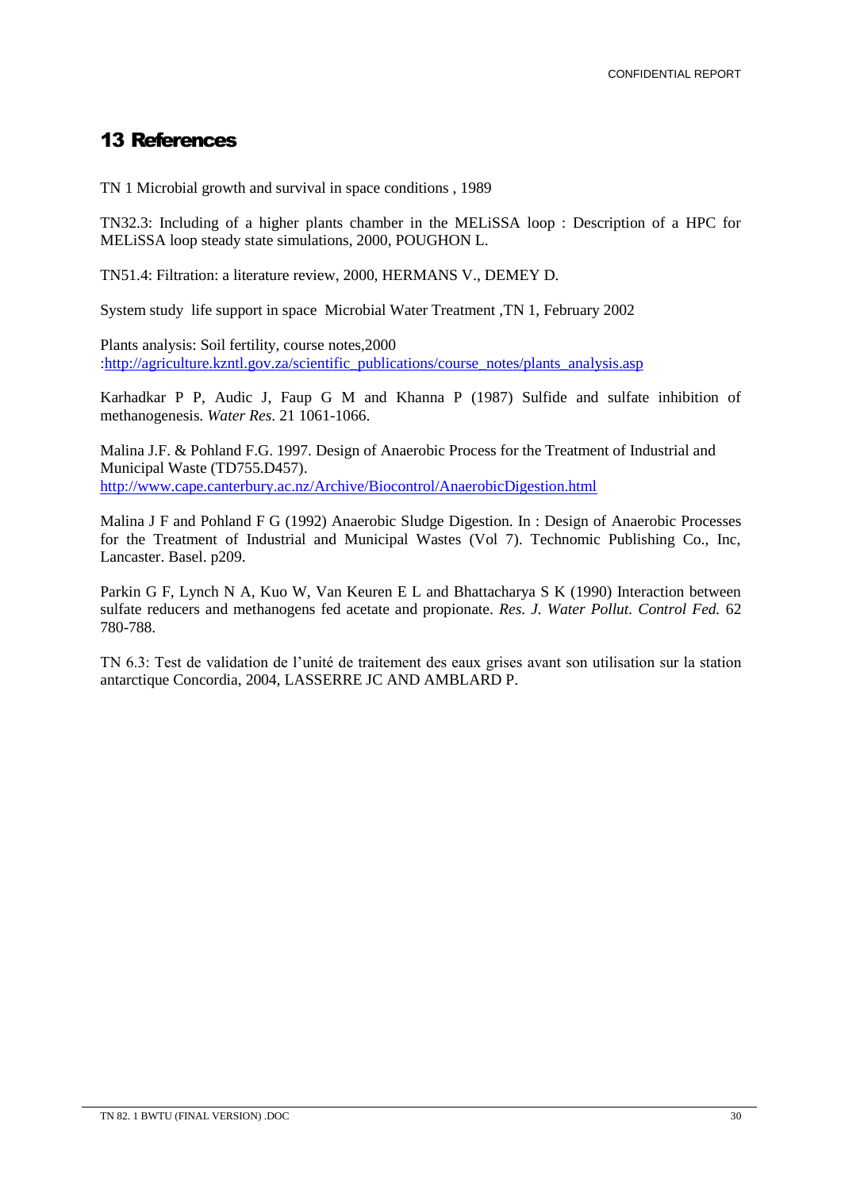# 13 References

TN 1 Microbial growth and survival in space conditions , 1989

TN32.3: Including of a higher plants chamber in the MELiSSA loop : Description of a HPC for MELiSSA loop steady state simulations, 2000, POUGHON L.

TN51.4: Filtration: a literature review, 2000, HERMANS V., DEMEY D.

System study life support in space Microbial Water Treatment ,TN 1, February 2002

Plants analysis: Soil fertility, course notes,2000 :http://agriculture.kzntl.gov.za/scientific_publications/course_notes/plants_analysis.asp

Karhadkar P P, Audic J, Faup G M and Khanna P (1987) Sulfide and sulfate inhibition of methanogenesis. *Water Res.* 21 1061-1066.

Malina J.F. & Pohland F.G. 1997. Design of Anaerobic Process for the Treatment of Industrial and Municipal Waste (TD755.D457). http://www.cape.canterbury.ac.nz/Archive/Biocontrol/AnaerobicDigestion.html

Malina J F and Pohland F G (1992) Anaerobic Sludge Digestion. In : Design of Anaerobic Processes for the Treatment of Industrial and Municipal Wastes (Vol 7). Technomic Publishing Co., Inc, Lancaster. Basel. p209.

Parkin G F, Lynch N A, Kuo W, Van Keuren E L and Bhattacharya S K (1990) Interaction between sulfate reducers and methanogens fed acetate and propionate. *Res. J. Water Pollut. Control Fed.* 62 780-788.

TN 6.3: Test de validation de l'unité de traitement des eaux grises avant son utilisation sur la station antarctique Concordia, 2004, LASSERRE JC AND AMBLARD P.